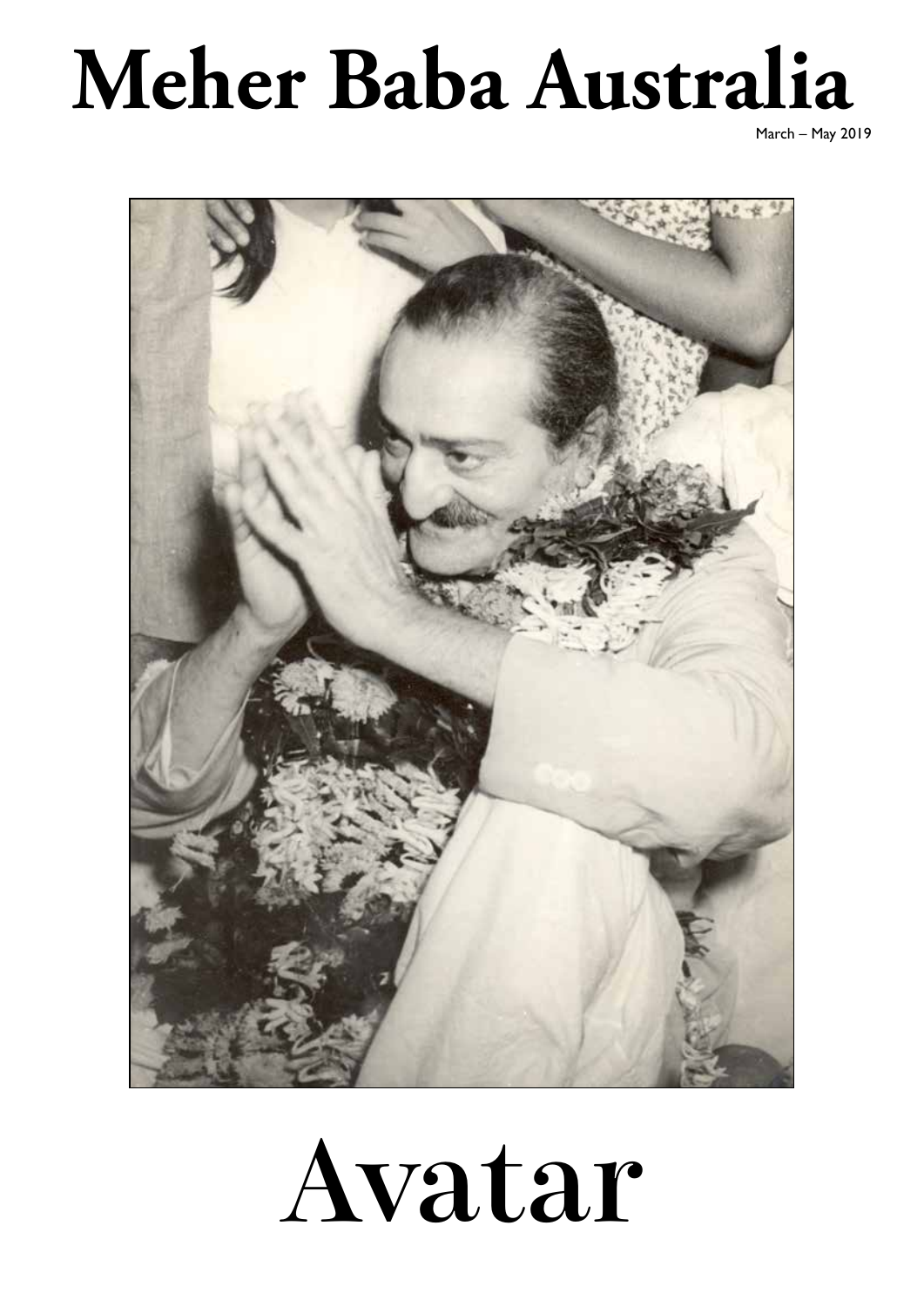# Meher Baba Australia

March – May 2019

# Avatar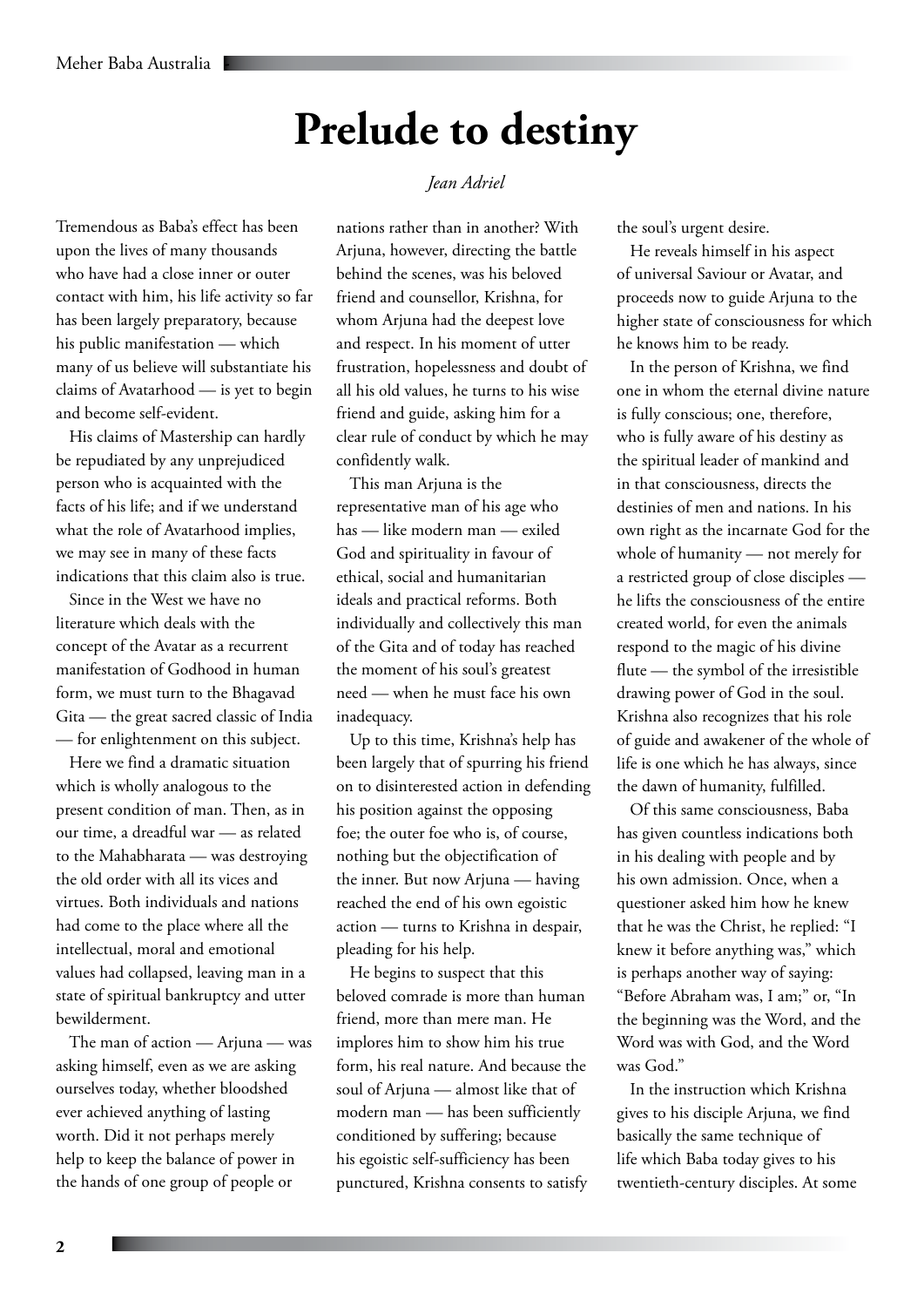# Prelude to destiny

*Jean Adriel*

Tremendous as Baba's effect has been upon the lives of many thousands who have had a close inner or outer contact with him, his life activity so far has been largely preparatory, because his public manifestation — which many of us believe will substantiate his claims of Avatarhood — is yet to begin and become self-evident.

His claims of Mastership can hardly be repudiated by any unprejudiced person who is acquainted with the facts of his life; and if we understand what the role of Avatarhood implies, we may see in many of these facts indications that this claim also is true.

Since in the West we have no literature which deals with the concept of the Avatar as a recurrent manifestation of Godhood in human form, we must turn to the Bhagavad Gita — the great sacred classic of India — for enlightenment on this subject.

Here we find a dramatic situation which is wholly analogous to the present condition of man. Then, as in our time, a dreadful war — as related to the Mahabharata — was destroying the old order with all its vices and virtues. Both individuals and nations had come to the place where all the intellectual, moral and emotional values had collapsed, leaving man in a state of spiritual bankruptcy and utter bewilderment.

The man of action — Arjuna — was asking himself, even as we are asking ourselves today, whether bloodshed ever achieved anything of lasting worth. Did it not perhaps merely help to keep the balance of power in the hands of one group of people or nations rather than in another? With Arjuna, however, directing the battle behind the scenes, was his beloved friend and counsellor, Krishna, for whom Arjuna had the deepest love and respect. In his moment of utter frustration, hopelessness and doubt of all his old values, he turns to his wise friend and guide, asking him for a clear rule of conduct by which he may confidently walk.

This man Arjuna is the representative man of his age who has — like modern man — exiled God and spirituality in favour of ethical, social and humanitarian ideals and practical reforms. Both individually and collectively this man of the Gita and of today has reached the moment of his soul's greatest need — when he must face his own inadequacy.

Up to this time, Krishna's help has been largely that of spurring his friend on to disinterested action in defending his position against the opposing foe; the outer foe who is, of course, nothing but the objectification of the inner. But now Arjuna — having reached the end of his own egoistic action — turns to Krishna in despair, pleading for his help.

He begins to suspect that this beloved comrade is more than human friend, more than mere man. He implores him to show him his true form, his real nature. And because the soul of Arjuna — almost like that of modern man — has been sufficiently conditioned by suffering; because his egoistic self-sufficiency has been punctured, Krishna consents to satisfy the soul's urgent desire.

He reveals himself in his aspect of universal Saviour or Avatar, and proceeds now to guide Arjuna to the higher state of consciousness for which he knows him to be ready.

In the person of Krishna, we find one in whom the eternal divine nature is fully conscious; one, therefore, who is fully aware of his destiny as the spiritual leader of mankind and in that consciousness, directs the destinies of men and nations. In his own right as the incarnate God for the whole of humanity — not merely for a restricted group of close disciples — he lifts the consciousness of the entire created world, for even the animals respond to the magic of his divine flute — the symbol of the irresistible drawing power of God in the soul. Krishna also recognizes that his role of guide and awakener of the whole of life is one which he has always, since the dawn of humanity, fulfilled.

Of this same consciousness, Baba has given countless indications both in his dealing with people and by his own admission. Once, when a questioner asked him how he knew that he was the Christ, he replied: "I knew it before anything was," which is perhaps another way of saying: "Before Abraham was, I am;" or, "In the beginning was the Word, and the Word was with God, and the Word was God."

In the instruction which Krishna gives to his disciple Arjuna, we find basically the same technique of life which Baba today gives to his twentieth-century disciples. At some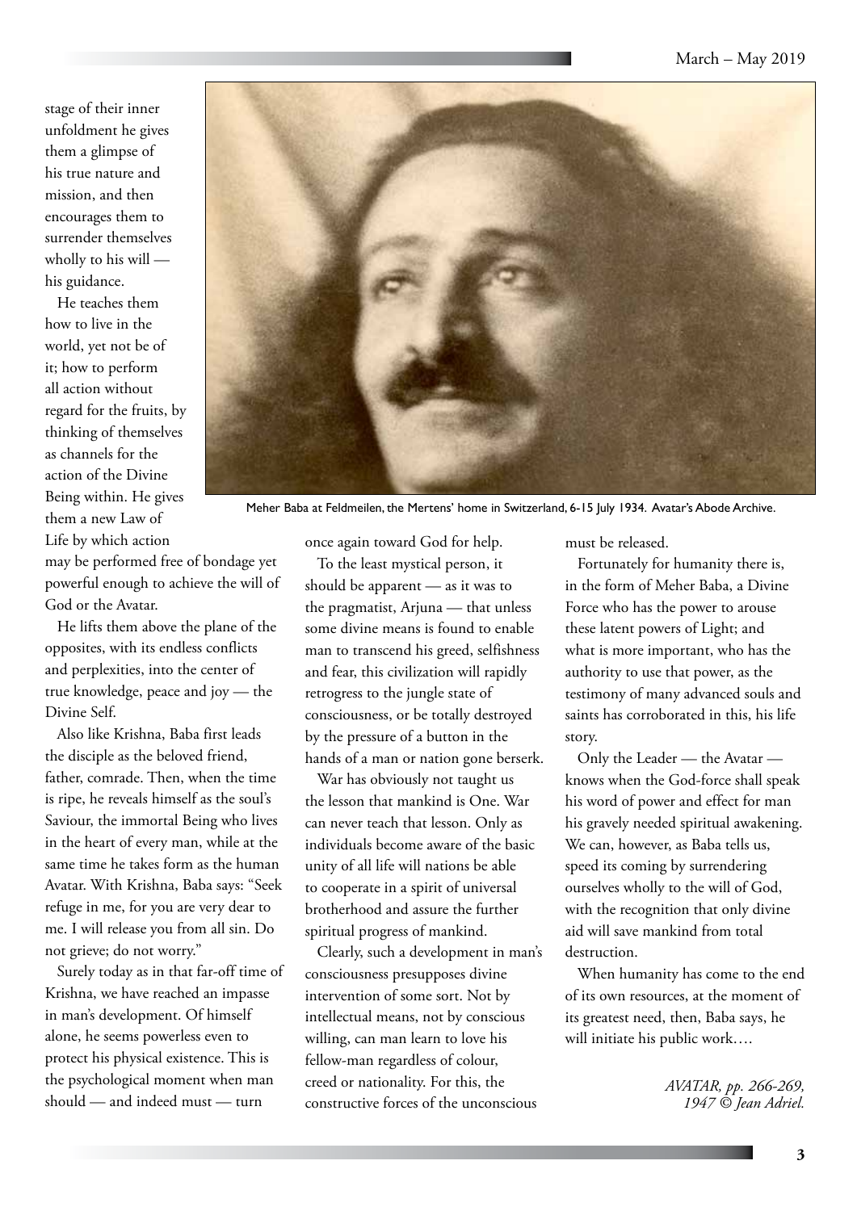stage of their inner unfoldment he gives them a glimpse of his true nature and mission, and then encourages them to surrender themselves wholly to his will — his guidance.

He teaches them how to live in the world, yet not be of it; how to perform all action without regard for the fruits, by thinking of themselves as channels for the action of the Divine Being within. He gives them a new Law of Life by which action may be performed free of bondage yet powerful enough to achieve the will of God or the Avatar.

He lifts them above the plane of the opposites, with its endless conflicts and perplexities, into the center of true knowledge, peace and joy — the Divine Self.

Also like Krishna, Baba first leads the disciple as the beloved friend, father, comrade. Then, when the time is ripe, he reveals himself as the soul's Saviour, the immortal Being who lives in the heart of every man, while at the same time he takes form as the human Avatar. With Krishna, Baba says: "Seek refuge in me, for you are very dear to me. I will release you from all sin. Do not grieve; do not worry."

Surely today as in that far-off time of Krishna, we have reached an impasse in man's development. Of himself alone, he seems powerless even to protect his physical existence. This is the psychological moment when man should — and indeed must — turn once again toward God for help.

To the least mystical person, it should be apparent — as it was to the pragmatist, Arjuna — that unless some divine means is found to enable man to transcend his greed, selfishness and fear, this civilization will rapidly retrogress to the jungle state of consciousness, or be totally destroyed by the pressure of a button in the hands of a man or nation gone berserk.

War has obviously not taught us the lesson that mankind is One. War can never teach that lesson. Only as individuals become aware of the basic unity of all life will nations be able to cooperate in a spirit of universal brotherhood and assure the further spiritual progress of mankind.

Clearly, such a development in man's consciousness presupposes divine intervention of some sort. Not by intellectual means, not by conscious willing, can man learn to love his fellow-man regardless of colour, creed or nationality. For this, the constructive forces of the unconscious must be released.

Fortunately for humanity there is, in the form of Meher Baba, a Divine Force who has the power to arouse these latent powers of Light; and what is more important, who has the authority to use that power, as the testimony of many advanced souls and saints has corroborated in this, his life story.

Only the Leader — the Avatar — knows when the God-force shall speak his word of power and effect for man his gravely needed spiritual awakening. We can, however, as Baba tells us, speed its coming by surrendering ourselves wholly to the will of God, with the recognition that only divine aid will save mankind from total destruction.

When humanity has come to the end of its own resources, at the moment of its greatest need, then, Baba says, he will initiate his public work….

*AVATAR, pp. 266-269, 1947 © Jean Adriel.*

Meher Baba at Feldmeilen, the Mertens' home in Switzerland, 6-15 July 1934. Avatar's Abode Archive.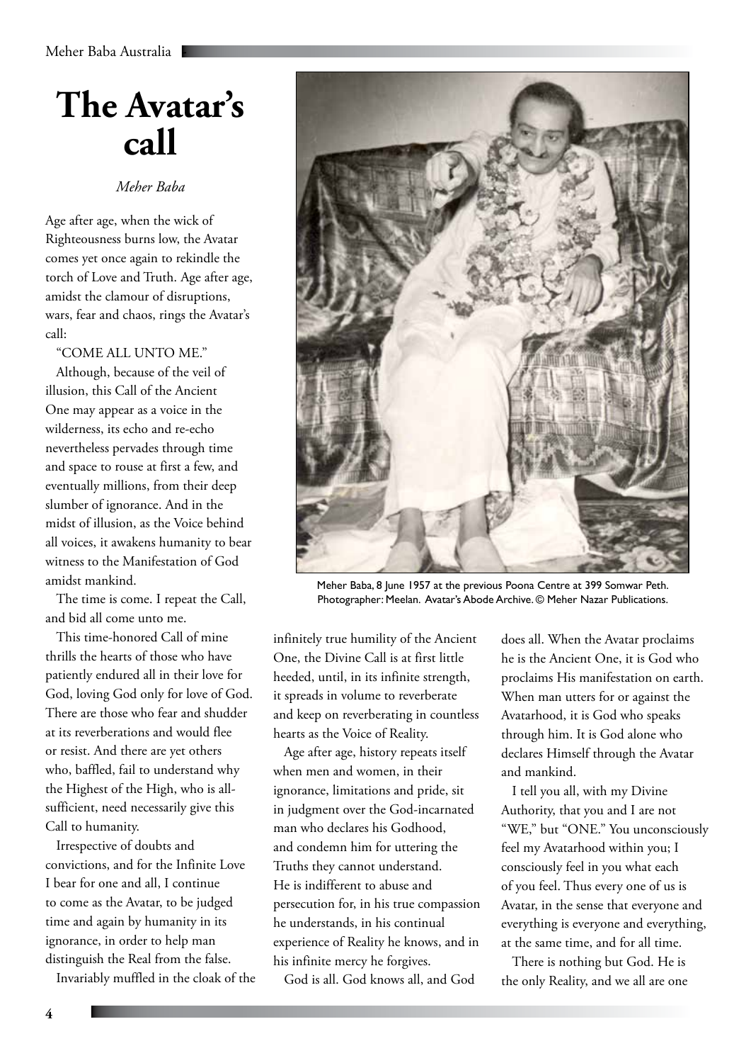# The Avatar's call

*Meher Baba*

Age after age, when the wick of Righteousness burns low, the Avatar comes yet once again to rekindle the torch of Love and Truth. Age after age, amidst the clamour of disruptions, wars, fear and chaos, rings the Avatar's call:

"COME ALL UNTO ME."

Although, because of the veil of illusion, this Call of the Ancient One may appear as a voice in the wilderness, its echo and re-echo nevertheless pervades through time and space to rouse at first a few, and eventually millions, from their deep slumber of ignorance. And in the midst of illusion, as the Voice behind all voices, it awakens humanity to bear witness to the Manifestation of God amidst mankind.

The time is come. I repeat the Call, and bid all come unto me.

This time-honored Call of mine thrills the hearts of those who have patiently endured all in their love for God, loving God only for love of God. There are those who fear and shudder at its reverberations and would flee or resist. And there are yet others who, baffled, fail to understand why the Highest of the High, who is all-sufficient, need necessarily give this Call to humanity.

Irrespective of doubts and convictions, and for the Infinite Love I bear for one and all, I continue to come as the Avatar, to be judged time and again by humanity in its ignorance, in order to help man distinguish the Real from the false.

Invariably muffled in the cloak of the infinitely true humility of the Ancient One, the Divine Call is at first little heeded, until, in its infinite strength, it spreads in volume to reverberate and keep on reverberating in countless hearts as the Voice of Reality.

Meher Baba, 8 June 1957 at the previous Poona Centre at 399 Somwar Peth. Photographer: Meelan. Avatar's Abode Archive. © Meher Nazar Publications.

Age after age, history repeats itself when men and women, in their ignorance, limitations and pride, sit in judgment over the God-incarnated man who declares his Godhood, and condemn him for uttering the Truths they cannot understand. He is indifferent to abuse and persecution for, in his true compassion he understands, in his continual experience of Reality he knows, and in his infinite mercy he forgives.

God is all. God knows all, and God does all. When the Avatar proclaims he is the Ancient One, it is God who proclaims His manifestation on earth. When man utters for or against the Avatarhood, it is God who speaks through him. It is God alone who declares Himself through the Avatar and mankind.

I tell you all, with my Divine Authority, that you and I are not "WE," but "ONE." You unconsciously feel my Avatarhood within you; I consciously feel in you what each of you feel. Thus every one of us is Avatar, in the sense that everyone and everything is everyone and everything, at the same time, and for all time.

There is nothing but God. He is the only Reality, and we all are one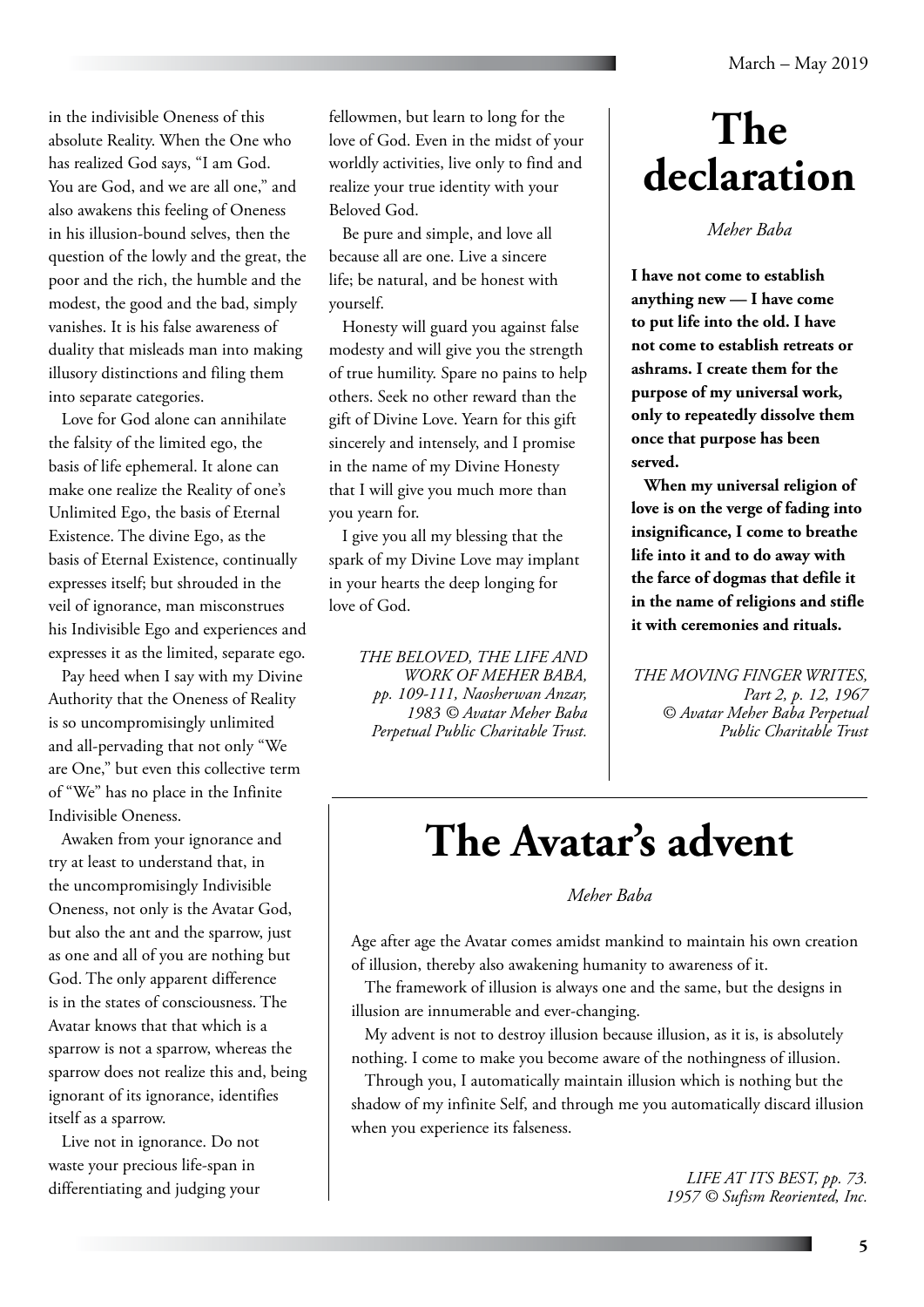in the indivisible Oneness of this absolute Reality. When the One who has realized God says, "I am God. You are God, and we are all one," and also awakens this feeling of Oneness in his illusion-bound selves, then the question of the lowly and the great, the poor and the rich, the humble and the modest, the good and the bad, simply vanishes. It is his false awareness of duality that misleads man into making illusory distinctions and filing them into separate categories.

Love for God alone can annihilate the falsity of the limited ego, the basis of life ephemeral. It alone can make one realize the Reality of one's Unlimited Ego, the basis of Eternal Existence. The divine Ego, as the basis of Eternal Existence, continually expresses itself; but shrouded in the veil of ignorance, man misconstrues his Indivisible Ego and experiences and expresses it as the limited, separate ego.

Pay heed when I say with my Divine Authority that the Oneness of Reality is so uncompromisingly unlimited and all-pervading that not only "We are One," but even this collective term of "We" has no place in the Infinite Indivisible Oneness.

Awaken from your ignorance and try at least to understand that, in the uncompromisingly Indivisible Oneness, not only is the Avatar God, but also the ant and the sparrow, just as one and all of you are nothing but God. The only apparent difference is in the states of consciousness. The Avatar knows that that which is a sparrow is not a sparrow, whereas the sparrow does not realize this and, being ignorant of its ignorance, identifies itself as a sparrow.

Live not in ignorance. Do not waste your precious life-span in differentiating and judging your fellowmen, but learn to long for the love of God. Even in the midst of your worldly activities, live only to find and realize your true identity with your Beloved God.

Be pure and simple, and love all because all are one. Live a sincere life; be natural, and be honest with yourself.

Honesty will guard you against false modesty and will give you the strength of true humility. Spare no pains to help others. Seek no other reward than the gift of Divine Love. Yearn for this gift sincerely and intensely, and I promise in the name of my Divine Honesty that I will give you much more than you yearn for.

I give you all my blessing that the spark of my Divine Love may implant in your hearts the deep longing for love of God.

*THE BELOVED, THE LIFE AND WORK OF MEHER BABA, pp. 109-111, Naosherwan Anzar, 1983 © Avatar Meher Baba Perpetual Public Charitable Trust.*

# The declaration

*Meher Baba*

**I have not come to establish anything new — I have come to put life into the old. I have not come to establish retreats or ashrams. I create them for the purpose of my universal work, only to repeatedly dissolve them once that purpose has been served.**

**When my universal religion of love is on the verge of fading into insignificance, I come to breathe life into it and to do away with the farce of dogmas that defile it in the name of religions and stifle it with ceremonies and rituals.**

*THE MOVING FINGER WRITES, Part 2, p. 12, 1967 © Avatar Meher Baba Perpetual Public Charitable Trust*

# The Avatar's advent

*Meher Baba*

Age after age the Avatar comes amidst mankind to maintain his own creation of illusion, thereby also awakening humanity to awareness of it.

The framework of illusion is always one and the same, but the designs in illusion are innumerable and ever-changing.

My advent is not to destroy illusion because illusion, as it is, is absolutely nothing. I come to make you become aware of the nothingness of illusion.

Through you, I automatically maintain illusion which is nothing but the shadow of my infinite Self, and through me you automatically discard illusion when you experience its falseness.

*LIFE AT ITS BEST, pp. 73. 1957 © Sufism Reoriented, Inc.*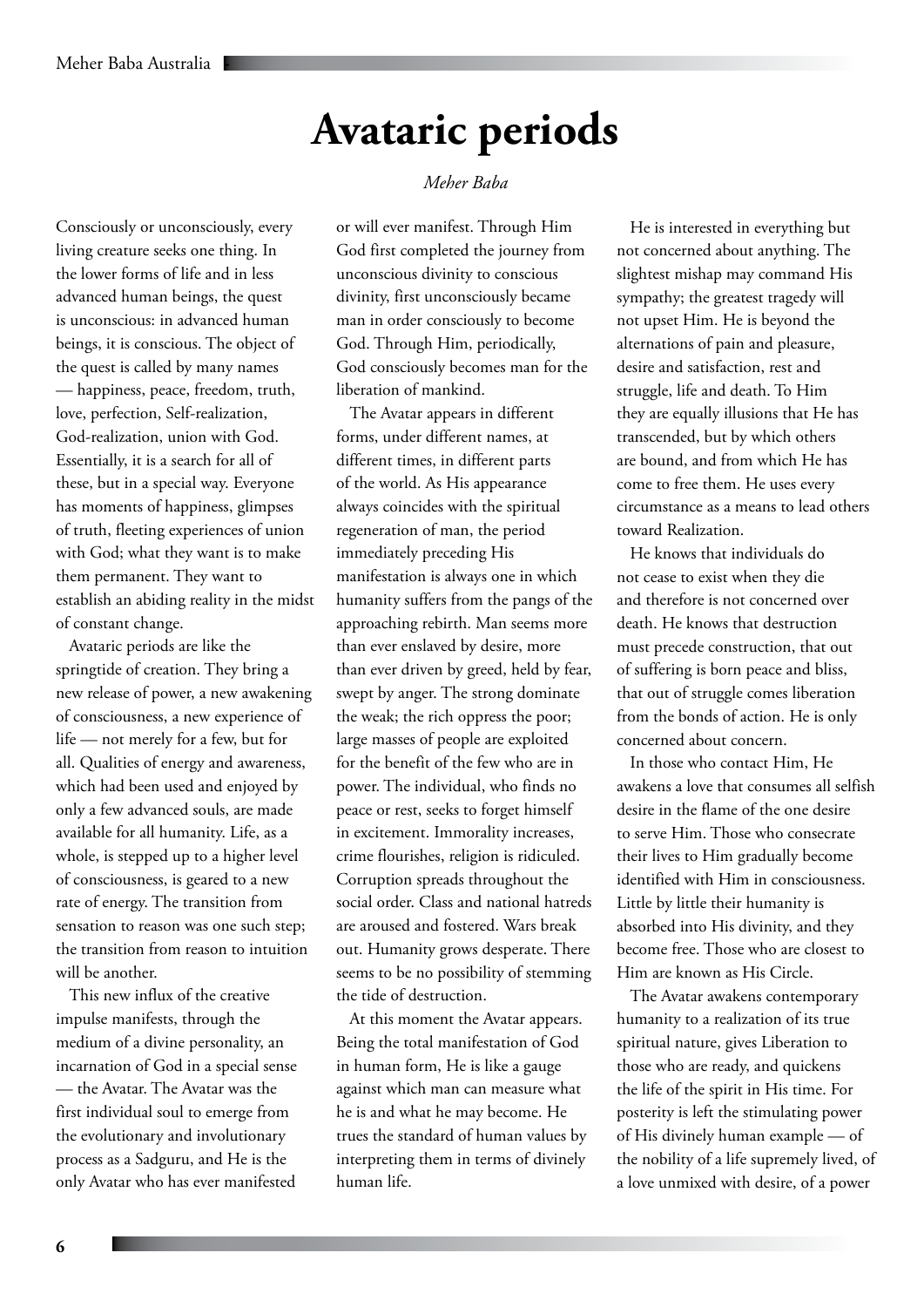# Avataric periods

*Meher Baba*

Consciously or unconsciously, every living creature seeks one thing. In the lower forms of life and in less advanced human beings, the quest is unconscious: in advanced human beings, it is conscious. The object of the quest is called by many names — happiness, peace, freedom, truth, love, perfection, Self-realization, God-realization, union with God. Essentially, it is a search for all of these, but in a special way. Everyone has moments of happiness, glimpses of truth, fleeting experiences of union with God; what they want is to make them permanent. They want to establish an abiding reality in the midst of constant change.

Avataric periods are like the springtide of creation. They bring a new release of power, a new awakening of consciousness, a new experience of life — not merely for a few, but for all. Qualities of energy and awareness, which had been used and enjoyed by only a few advanced souls, are made available for all humanity. Life, as a whole, is stepped up to a higher level of consciousness, is geared to a new rate of energy. The transition from sensation to reason was one such step; the transition from reason to intuition will be another.

This new influx of the creative impulse manifests, through the medium of a divine personality, an incarnation of God in a special sense — the Avatar. The Avatar was the first individual soul to emerge from the evolutionary and involutionary process as a Sadguru, and He is the only Avatar who has ever manifested or will ever manifest. Through Him God first completed the journey from unconscious divinity to conscious divinity, first unconsciously became man in order consciously to become God. Through Him, periodically, God consciously becomes man for the liberation of mankind.

The Avatar appears in different forms, under different names, at different times, in different parts of the world. As His appearance always coincides with the spiritual regeneration of man, the period immediately preceding His manifestation is always one in which humanity suffers from the pangs of the approaching rebirth. Man seems more than ever enslaved by desire, more than ever driven by greed, held by fear, swept by anger. The strong dominate the weak; the rich oppress the poor; large masses of people are exploited for the benefit of the few who are in power. The individual, who finds no peace or rest, seeks to forget himself in excitement. Immorality increases, crime flourishes, religion is ridiculed. Corruption spreads throughout the social order. Class and national hatreds are aroused and fostered. Wars break out. Humanity grows desperate. There seems to be no possibility of stemming the tide of destruction.

At this moment the Avatar appears. Being the total manifestation of God in human form, He is like a gauge against which man can measure what he is and what he may become. He trues the standard of human values by interpreting them in terms of divinely human life.

He is interested in everything but not concerned about anything. The slightest mishap may command His sympathy; the greatest tragedy will not upset Him. He is beyond the alternations of pain and pleasure, desire and satisfaction, rest and struggle, life and death. To Him they are equally illusions that He has transcended, but by which others are bound, and from which He has come to free them. He uses every circumstance as a means to lead others toward Realization.

He knows that individuals do not cease to exist when they die and therefore is not concerned over death. He knows that destruction must precede construction, that out of suffering is born peace and bliss, that out of struggle comes liberation from the bonds of action. He is only concerned about concern.

In those who contact Him, He awakens a love that consumes all selfish desire in the flame of the one desire to serve Him. Those who consecrate their lives to Him gradually become identified with Him in consciousness. Little by little their humanity is absorbed into His divinity, and they become free. Those who are closest to Him are known as His Circle.

The Avatar awakens contemporary humanity to a realization of its true spiritual nature, gives Liberation to those who are ready, and quickens the life of the spirit in His time. For posterity is left the stimulating power of His divinely human example — of the nobility of a life supremely lived, of a love unmixed with desire, of a power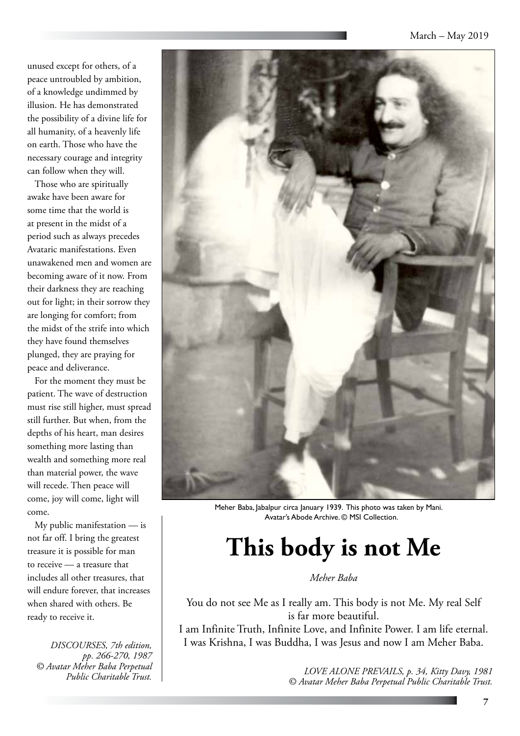unused except for others, of a peace untroubled by ambition, of a knowledge undimmed by illusion. He has demonstrated the possibility of a divine life for all humanity, of a heavenly life on earth. Those who have the necessary courage and integrity can follow when they will.

Those who are spiritually awake have been aware for some time that the world is at present in the midst of a period such as always precedes Avataric manifestations. Even unawakened men and women are becoming aware of it now. From their darkness they are reaching out for light; in their sorrow they are longing for comfort; from the midst of the strife into which they have found themselves plunged, they are praying for peace and deliverance.

For the moment they must be patient. The wave of destruction must rise still higher, must spread still further. But when, from the depths of his heart, man desires something more lasting than wealth and something more real than material power, the wave will recede. Then peace will come, joy will come, light will come.

My public manifestation — is not far off. I bring the greatest treasure it is possible for man to receive — a treasure that includes all other treasures, that will endure forever, that increases when shared with others. Be ready to receive it.

*DISCOURSES, 7th edition, pp. 266-270, 1987*
*© Avatar Meher Baba Perpetual Public Charitable Trust.*

Meher Baba, Jabalpur circa January 1939. This photo was taken by Mani. Avatar's Abode Archive. © MSI Collection.

# This body is not Me

*Meher Baba*

You do not see Me as I really am. This body is not Me. My real Self is far more beautiful.
I am Infinite Truth, Infinite Love, and Infinite Power. I am life eternal. I was Krishna, I was Buddha, I was Jesus and now I am Meher Baba.

*LOVE ALONE PREVAILS, p. 34, Kitty Davy, 1981*
*© Avatar Meher Baba Perpetual Public Charitable Trust.*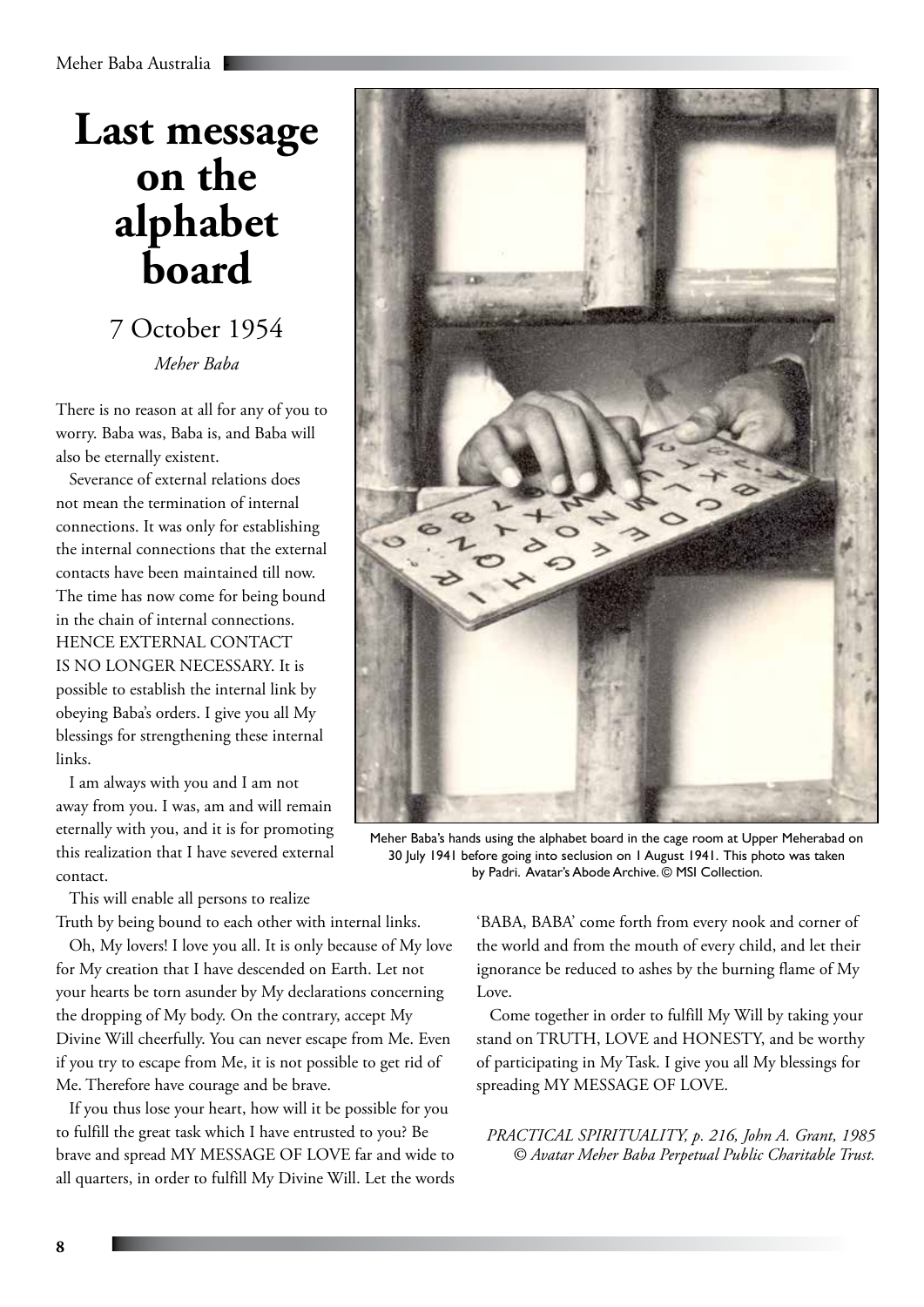# Last message on the alphabet board

## 7 October 1954

*Meher Baba*

There is no reason at all for any of you to worry. Baba was, Baba is, and Baba will also be eternally existent.

Severance of external relations does not mean the termination of internal connections. It was only for establishing the internal connections that the external contacts have been maintained till now. The time has now come for being bound in the chain of internal connections. HENCE EXTERNAL CONTACT IS NO LONGER NECESSARY. It is possible to establish the internal link by obeying Baba's orders. I give you all My blessings for strengthening these internal links.

I am always with you and I am not away from you. I was, am and will remain eternally with you, and it is for promoting this realization that I have severed external contact.

This will enable all persons to realize Truth by being bound to each other with internal links.

Oh, My lovers! I love you all. It is only because of My love for My creation that I have descended on Earth. Let not your hearts be torn asunder by My declarations concerning the dropping of My body. On the contrary, accept My Divine Will cheerfully. You can never escape from Me. Even if you try to escape from Me, it is not possible to get rid of Me. Therefore have courage and be brave.

If you thus lose your heart, how will it be possible for you to fulfill the great task which I have entrusted to you? Be brave and spread MY MESSAGE OF LOVE far and wide to all quarters, in order to fulfill My Divine Will. Let the words 'BABA, BABA' come forth from every nook and corner of the world and from the mouth of every child, and let their ignorance be reduced to ashes by the burning flame of My Love.

Come together in order to fulfill My Will by taking your stand on TRUTH, LOVE and HONESTY, and be worthy of participating in My Task. I give you all My blessings for spreading MY MESSAGE OF LOVE.

*PRACTICAL SPIRITUALITY, p. 216, John A. Grant, 1985*
*© Avatar Meher Baba Perpetual Public Charitable Trust.*

Meher Baba's hands using the alphabet board in the cage room at Upper Meherabad on 30 July 1941 before going into seclusion on 1 August 1941. This photo was taken by Padri. Avatar's Abode Archive. © MSI Collection.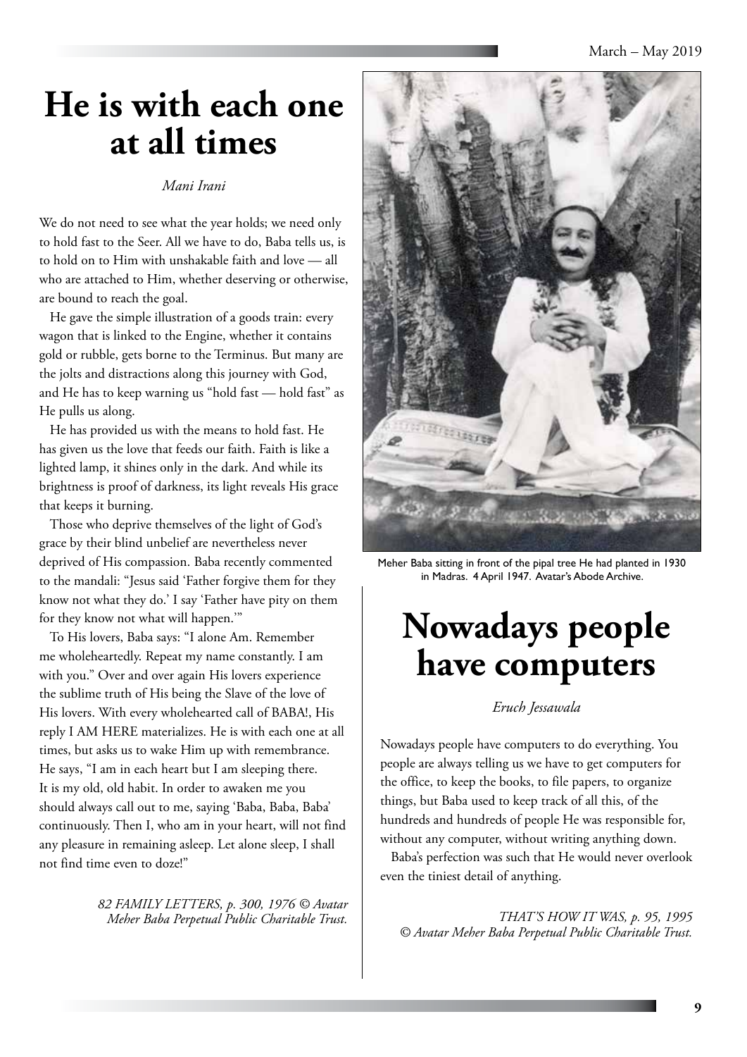# He is with each one at all times

*Mani Irani*

We do not need to see what the year holds; we need only to hold fast to the Seer. All we have to do, Baba tells us, is to hold on to Him with unshakable faith and love — all who are attached to Him, whether deserving or otherwise, are bound to reach the goal.

He gave the simple illustration of a goods train: every wagon that is linked to the Engine, whether it contains gold or rubble, gets borne to the Terminus. But many are the jolts and distractions along this journey with God, and He has to keep warning us "hold fast — hold fast" as He pulls us along.

He has provided us with the means to hold fast. He has given us the love that feeds our faith. Faith is like a lighted lamp, it shines only in the dark. And while its brightness is proof of darkness, its light reveals His grace that keeps it burning.

Those who deprive themselves of the light of God's grace by their blind unbelief are nevertheless never deprived of His compassion. Baba recently commented to the mandali: "Jesus said 'Father forgive them for they know not what they do.' I say 'Father have pity on them for they know not what will happen.'"

To His lovers, Baba says: "I alone Am. Remember me wholeheartedly. Repeat my name constantly. I am with you." Over and over again His lovers experience the sublime truth of His being the Slave of the love of His lovers. With every wholehearted call of BABA!, His reply I AM HERE materializes. He is with each one at all times, but asks us to wake Him up with remembrance. He says, "I am in each heart but I am sleeping there. It is my old, old habit. In order to awaken me you should always call out to me, saying 'Baba, Baba, Baba' continuously. Then I, who am in your heart, will not find any pleasure in remaining asleep. Let alone sleep, I shall not find time even to doze!"

*82 FAMILY LETTERS, p. 300, 1976 © Avatar Meher Baba Perpetual Public Charitable Trust.*

Meher Baba sitting in front of the pipal tree He had planted in 1930 in Madras. 4 April 1947. Avatar's Abode Archive.

# Nowadays people have computers

*Eruch Jessawala*

Nowadays people have computers to do everything. You people are always telling us we have to get computers for the office, to keep the books, to file papers, to organize things, but Baba used to keep track of all this, of the hundreds and hundreds of people He was responsible for, without any computer, without writing anything down.

Baba's perfection was such that He would never overlook even the tiniest detail of anything.

*THAT'S HOW IT WAS, p. 95, 1995 © Avatar Meher Baba Perpetual Public Charitable Trust.*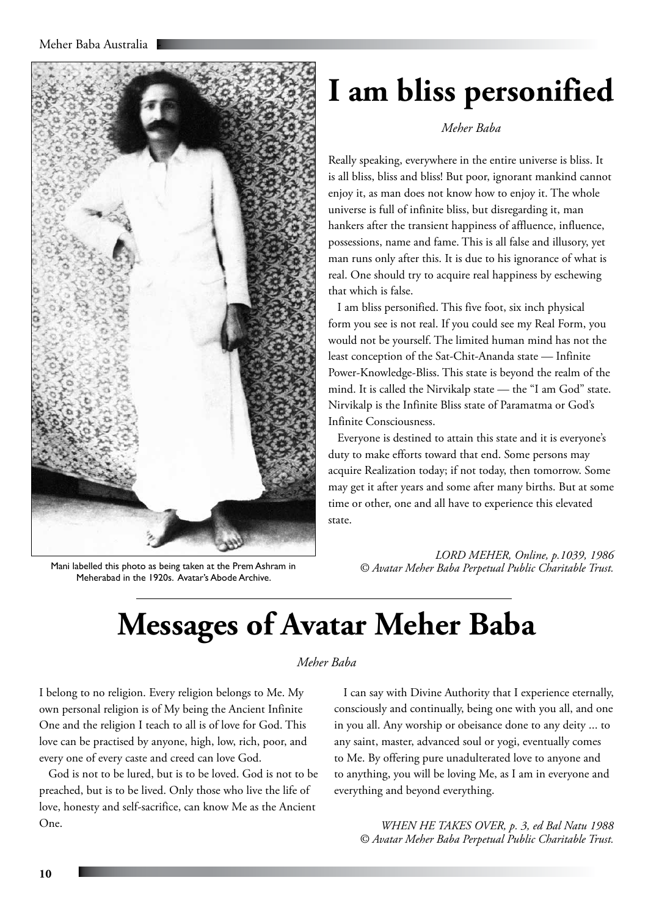# I am bliss personified

*Meher Baba*

Really speaking, everywhere in the entire universe is bliss. It is all bliss, bliss and bliss! But poor, ignorant mankind cannot enjoy it, as man does not know how to enjoy it. The whole universe is full of infinite bliss, but disregarding it, man hankers after the transient happiness of affluence, influence, possessions, name and fame. This is all false and illusory, yet man runs only after this. It is due to his ignorance of what is real. One should try to acquire real happiness by eschewing that which is false.

I am bliss personified. This five foot, six inch physical form you see is not real. If you could see my Real Form, you would not be yourself. The limited human mind has not the least conception of the Sat-Chit-Ananda state — Infinite Power-Knowledge-Bliss. This state is beyond the realm of the mind. It is called the Nirvikalp state — the "I am God" state. Nirvikalp is the Infinite Bliss state of Paramatma or God's Infinite Consciousness.

Everyone is destined to attain this state and it is everyone's duty to make efforts toward that end. Some persons may acquire Realization today; if not today, then tomorrow. Some may get it after years and some after many births. But at some time or other, one and all have to experience this elevated state.

*LORD MEHER, Online, p.1039, 1986*
*© Avatar Meher Baba Perpetual Public Charitable Trust.*

Mani labelled this photo as being taken at the Prem Ashram in Meherabad in the 1920s. Avatar's Abode Archive.

# Messages of Avatar Meher Baba

*Meher Baba*

I belong to no religion. Every religion belongs to Me. My own personal religion is of My being the Ancient Infinite One and the religion I teach to all is of love for God. This love can be practised by anyone, high, low, rich, poor, and every one of every caste and creed can love God.

God is not to be lured, but is to be loved. God is not to be preached, but is to be lived. Only those who live the life of love, honesty and self-sacrifice, can know Me as the Ancient One.

I can say with Divine Authority that I experience eternally, consciously and continually, being one with you all, and one in you all. Any worship or obeisance done to any deity ... to any saint, master, advanced soul or yogi, eventually comes to Me. By offering pure unadulterated love to anyone and to anything, you will be loving Me, as I am in everyone and everything and beyond everything.

*WHEN HE TAKES OVER, p. 3, ed Bal Natu 1988*
*© Avatar Meher Baba Perpetual Public Charitable Trust.*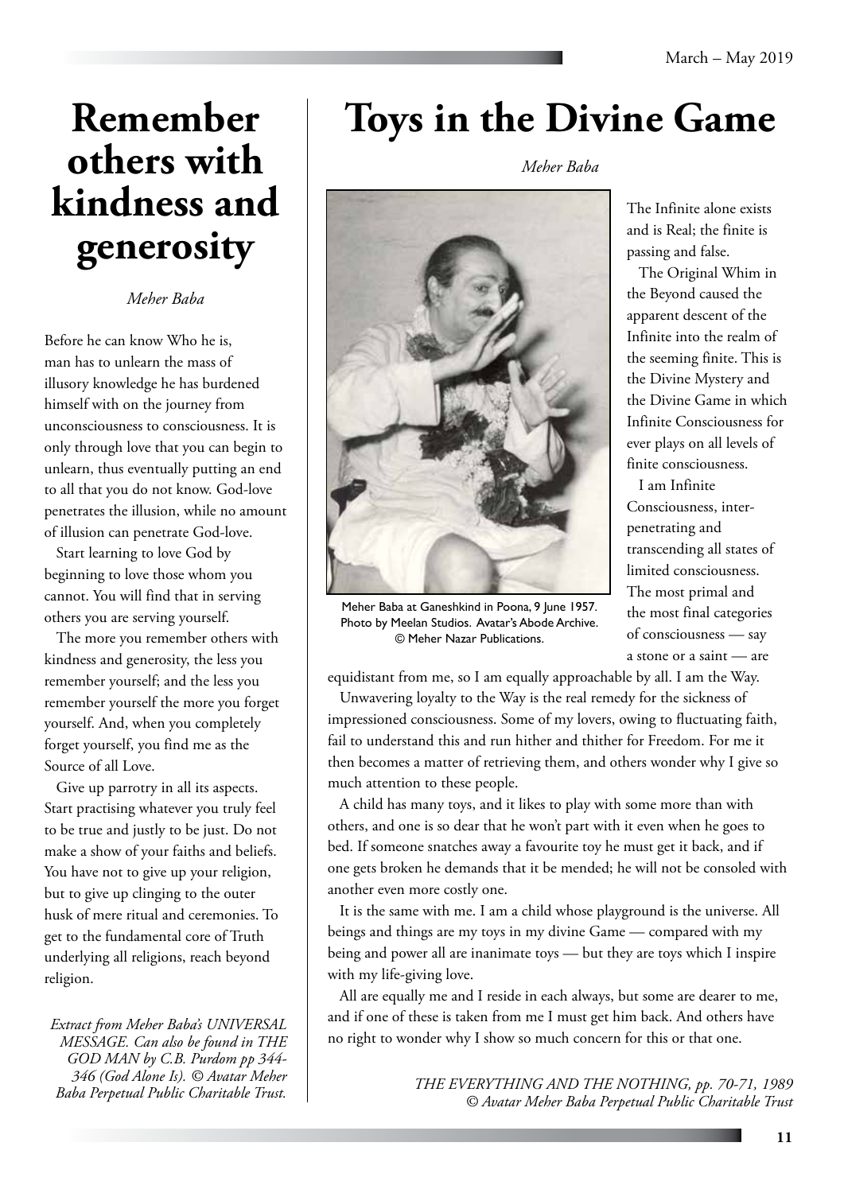# Remember others with kindness and generosity

*Meher Baba*

Before he can know Who he is, man has to unlearn the mass of illusory knowledge he has burdened himself with on the journey from unconsciousness to consciousness. It is only through love that you can begin to unlearn, thus eventually putting an end to all that you do not know. God-love penetrates the illusion, while no amount of illusion can penetrate God-love.

Start learning to love God by beginning to love those whom you cannot. You will find that in serving others you are serving yourself.

The more you remember others with kindness and generosity, the less you remember yourself; and the less you remember yourself the more you forget yourself. And, when you completely forget yourself, you find me as the Source of all Love.

Give up parrotry in all its aspects. Start practising whatever you truly feel to be true and justly to be just. Do not make a show of your faiths and beliefs. You have not to give up your religion, but to give up clinging to the outer husk of mere ritual and ceremonies. To get to the fundamental core of Truth underlying all religions, reach beyond religion.

*Extract from Meher Baba's UNIVERSAL MESSAGE. Can also be found in THE GOD MAN by C.B. Purdom pp 344-346 (God Alone Is). © Avatar Meher Baba Perpetual Public Charitable Trust.*

# Toys in the Divine Game

*Meher Baba*

Meher Baba at Ganeshkind in Poona, 9 June 1957. Photo by Meelan Studios. Avatar's Abode Archive. © Meher Nazar Publications.

The Infinite alone exists and is Real; the finite is passing and false.

The Original Whim in the Beyond caused the apparent descent of the Infinite into the realm of the seeming finite. This is the Divine Mystery and the Divine Game in which Infinite Consciousness for ever plays on all levels of finite consciousness.

I am Infinite Consciousness, inter-penetrating and transcending all states of limited consciousness. The most primal and the most final categories of consciousness — say a stone or a saint — are equidistant from me, so I am equally approachable by all. I am the Way.

Unwavering loyalty to the Way is the real remedy for the sickness of impressioned consciousness. Some of my lovers, owing to fluctuating faith, fail to understand this and run hither and thither for Freedom. For me it then becomes a matter of retrieving them, and others wonder why I give so much attention to these people.

A child has many toys, and it likes to play with some more than with others, and one is so dear that he won't part with it even when he goes to bed. If someone snatches away a favourite toy he must get it back, and if one gets broken he demands that it be mended; he will not be consoled with another even more costly one.

It is the same with me. I am a child whose playground is the universe. All beings and things are my toys in my divine Game — compared with my being and power all are inanimate toys — but they are toys which I inspire with my life-giving love.

All are equally me and I reside in each always, but some are dearer to me, and if one of these is taken from me I must get him back. And others have no right to wonder why I show so much concern for this or that one.

*THE EVERYTHING AND THE NOTHING, pp. 70-71, 1989*
*© Avatar Meher Baba Perpetual Public Charitable Trust*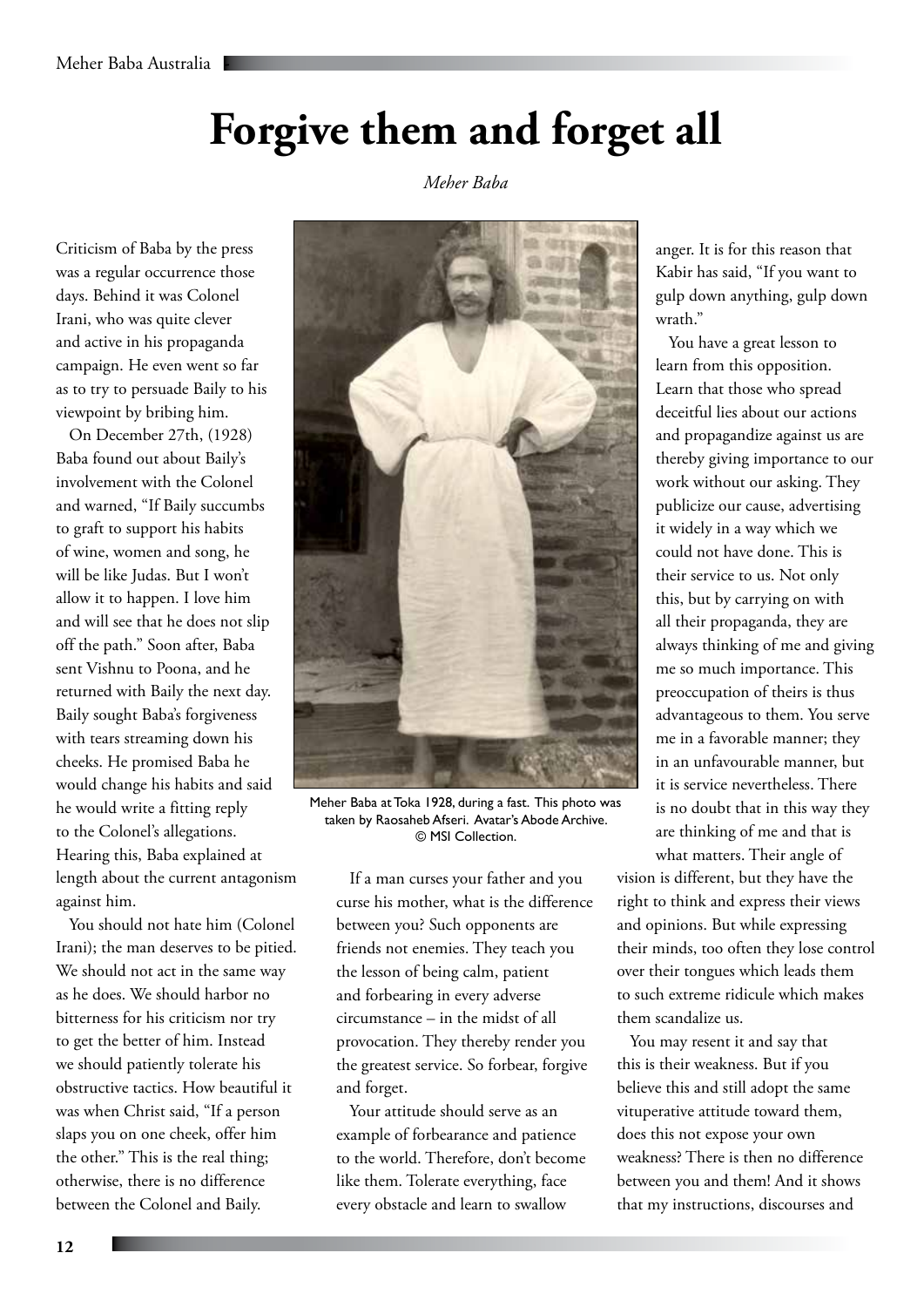# Forgive them and forget all

*Meher Baba*

Criticism of Baba by the press was a regular occurrence those days. Behind it was Colonel Irani, who was quite clever and active in his propaganda campaign. He even went so far as to try to persuade Baily to his viewpoint by bribing him.

On December 27th, (1928) Baba found out about Baily's involvement with the Colonel and warned, "If Baily succumbs to graft to support his habits of wine, women and song, he will be like Judas. But I won't allow it to happen. I love him and will see that he does not slip off the path." Soon after, Baba sent Vishnu to Poona, and he returned with Baily the next day. Baily sought Baba's forgiveness with tears streaming down his cheeks. He promised Baba he would change his habits and said he would write a fitting reply to the Colonel's allegations. Hearing this, Baba explained at length about the current antagonism against him.

You should not hate him (Colonel Irani); the man deserves to be pitied. We should not act in the same way as he does. We should harbor no bitterness for his criticism nor try to get the better of him. Instead we should patiently tolerate his obstructive tactics. How beautiful it was when Christ said, "If a person slaps you on one cheek, offer him the other." This is the real thing; otherwise, there is no difference between the Colonel and Baily.

Meher Baba at Toka 1928, during a fast. This photo was taken by Raosaheb Afseri. Avatar's Abode Archive. © MSI Collection.

If a man curses your father and you curse his mother, what is the difference between you? Such opponents are friends not enemies. They teach you the lesson of being calm, patient and forbearing in every adverse circumstance – in the midst of all provocation. They thereby render you the greatest service. So forbear, forgive and forget.

Your attitude should serve as an example of forbearance and patience to the world. Therefore, don't become like them. Tolerate everything, face every obstacle and learn to swallow anger. It is for this reason that Kabir has said, "If you want to gulp down anything, gulp down wrath."

You have a great lesson to learn from this opposition. Learn that those who spread deceitful lies about our actions and propagandize against us are thereby giving importance to our work without our asking. They publicize our cause, advertising it widely in a way which we could not have done. This is their service to us. Not only this, but by carrying on with all their propaganda, they are always thinking of me and giving me so much importance. This preoccupation of theirs is thus advantageous to them. You serve me in a favorable manner; they in an unfavourable manner, but it is service nevertheless. There is no doubt that in this way they are thinking of me and that is what matters. Their angle of vision is different, but they have the right to think and express their views and opinions. But while expressing their minds, too often they lose control over their tongues which leads them to such extreme ridicule which makes them scandalize us.

You may resent it and say that this is their weakness. But if you believe this and still adopt the same vituperative attitude toward them, does this not expose your own weakness? There is then no difference between you and them! And it shows that my instructions, discourses and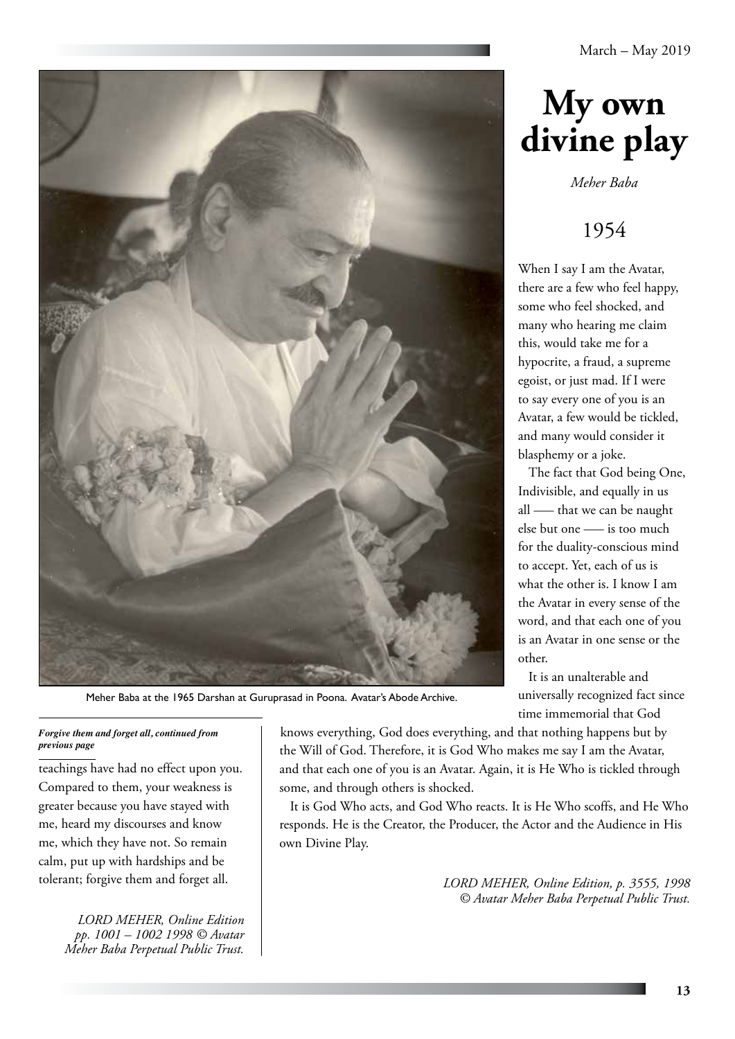# My own divine play

*Meher Baba*

## 1954

When I say I am the Avatar, there are a few who feel happy, some who feel shocked, and many who hearing me claim this, would take me for a hypocrite, a fraud, a supreme egoist, or just mad. If I were to say every one of you is an Avatar, a few would be tickled, and many would consider it blasphemy or a joke.

The fact that God being One, Indivisible, and equally in us all —– that we can be naught else but one —– is too much for the duality-conscious mind to accept. Yet, each of us is what the other is. I know I am the Avatar in every sense of the word, and that each one of you is an Avatar in one sense or the other.

It is an unalterable and universally recognized fact since time immemorial that God knows everything, God does everything, and that nothing happens but by the Will of God. Therefore, it is God Who makes me say I am the Avatar, and that each one of you is an Avatar. Again, it is He Who is tickled through some, and through others is shocked.

It is God Who acts, and God Who reacts. It is He Who scoffs, and He Who responds. He is the Creator, the Producer, the Actor and the Audience in His own Divine Play.

*LORD MEHER, Online Edition, p. 3555, 1998 © Avatar Meher Baba Perpetual Public Trust.*

Meher Baba at the 1965 Darshan at Guruprasad in Poona. Avatar's Abode Archive.

***Forgive them and forget all, continued from previous page***

teachings have had no effect upon you. Compared to them, your weakness is greater because you have stayed with me, heard my discourses and know me, which they have not. So remain calm, put up with hardships and be tolerant; forgive them and forget all.

*LORD MEHER, Online Edition pp. 1001 – 1002 1998 © Avatar Meher Baba Perpetual Public Trust.*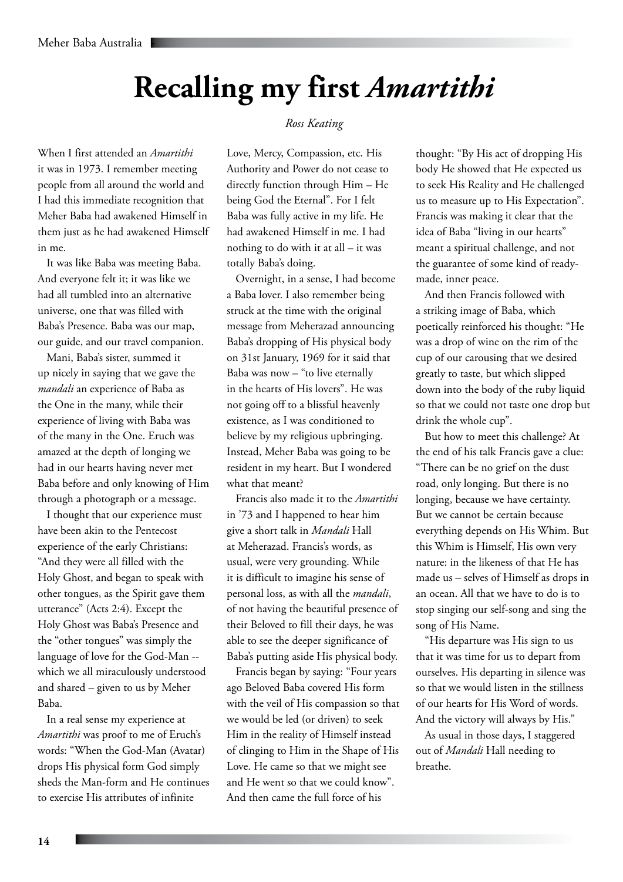# Recalling my first *Amartithi*

*Ross Keating*

When I first attended an *Amartithi* it was in 1973. I remember meeting people from all around the world and I had this immediate recognition that Meher Baba had awakened Himself in them just as he had awakened Himself in me.

It was like Baba was meeting Baba. And everyone felt it; it was like we had all tumbled into an alternative universe, one that was filled with Baba's Presence. Baba was our map, our guide, and our travel companion.

Mani, Baba's sister, summed it up nicely in saying that we gave the *mandali* an experience of Baba as the One in the many, while their experience of living with Baba was of the many in the One. Eruch was amazed at the depth of longing we had in our hearts having never met Baba before and only knowing of Him through a photograph or a message.

I thought that our experience must have been akin to the Pentecost experience of the early Christians: "And they were all filled with the Holy Ghost, and began to speak with other tongues, as the Spirit gave them utterance" (Acts 2:4). Except the Holy Ghost was Baba's Presence and the "other tongues" was simply the language of love for the God-Man -- which we all miraculously understood and shared – given to us by Meher Baba.

In a real sense my experience at *Amartithi* was proof to me of Eruch's words: "When the God-Man (Avatar) drops His physical form God simply sheds the Man-form and He continues to exercise His attributes of infinite Love, Mercy, Compassion, etc. His Authority and Power do not cease to directly function through Him – He being God the Eternal". For I felt Baba was fully active in my life. He had awakened Himself in me. I had nothing to do with it at all – it was totally Baba's doing.

Overnight, in a sense, I had become a Baba lover. I also remember being struck at the time with the original message from Meherazad announcing Baba's dropping of His physical body on 31st January, 1969 for it said that Baba was now – "to live eternally in the hearts of His lovers". He was not going off to a blissful heavenly existence, as I was conditioned to believe by my religious upbringing. Instead, Meher Baba was going to be resident in my heart. But I wondered what that meant?

Francis also made it to the *Amartithi* in '73 and I happened to hear him give a short talk in *Mandali* Hall at Meherazad. Francis's words, as usual, were very grounding. While it is difficult to imagine his sense of personal loss, as with all the *mandali*, of not having the beautiful presence of their Beloved to fill their days, he was able to see the deeper significance of Baba's putting aside His physical body.

Francis began by saying: "Four years ago Beloved Baba covered His form with the veil of His compassion so that we would be led (or driven) to seek Him in the reality of Himself instead of clinging to Him in the Shape of His Love. He came so that we might see and He went so that we could know". And then came the full force of his thought: "By His act of dropping His body He showed that He expected us to seek His Reality and He challenged us to measure up to His Expectation". Francis was making it clear that the idea of Baba "living in our hearts" meant a spiritual challenge, and not the guarantee of some kind of ready-made, inner peace.

And then Francis followed with a striking image of Baba, which poetically reinforced his thought: "He was a drop of wine on the rim of the cup of our carousing that we desired greatly to taste, but which slipped down into the body of the ruby liquid so that we could not taste one drop but drink the whole cup".

But how to meet this challenge? At the end of his talk Francis gave a clue: "There can be no grief on the dust road, only longing. But there is no longing, because we have certainty. But we cannot be certain because everything depends on His Whim. But this Whim is Himself, His own very nature: in the likeness of that He has made us – selves of Himself as drops in an ocean. All that we have to do is to stop singing our self-song and sing the song of His Name.

"His departure was His sign to us that it was time for us to depart from ourselves. His departing in silence was so that we would listen in the stillness of our hearts for His Word of words. And the victory will always by His."

As usual in those days, I staggered out of *Mandali* Hall needing to breathe.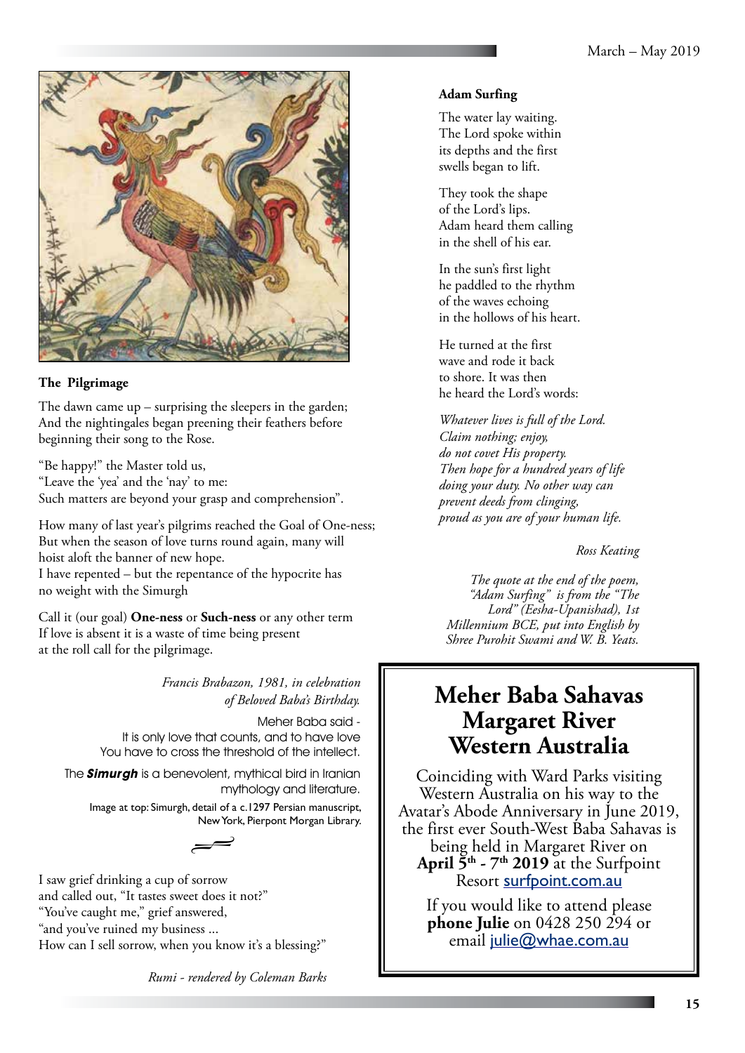### The Pilgrimage

The dawn came up – surprising the sleepers in the garden;
And the nightingales began preening their feathers before beginning their song to the Rose.

"Be happy!" the Master told us,
"Leave the 'yea' and the 'nay' to me:
Such matters are beyond your grasp and comprehension".

How many of last year's pilgrims reached the Goal of One-ness;
But when the season of love turns round again, many will hoist aloft the banner of new hope.
I have repented – but the repentance of the hypocrite has no weight with the Simurgh

Call it (our goal) **One-ness** or **Such-ness** or any other term
If love is absent it is a waste of time being present
at the roll call for the pilgrimage.

*Francis Brabazon, 1981, in celebration of Beloved Baba's Birthday.*

Meher Baba said -
It is only love that counts, and to have love
You have to cross the threshold of the intellect.

The ***Simurgh*** is a benevolent, mythical bird in Iranian mythology and literature.

Image at top: Simurgh, detail of a c.1297 Persian manuscript, New York, Pierpont Morgan Library.

I saw grief drinking a cup of sorrow
and called out, "It tastes sweet does it not?"
"You've caught me," grief answered,
"and you've ruined my business ...
How can I sell sorrow, when you know it's a blessing?"

*Rumi - rendered by Coleman Barks*

### Adam Surfing

The water lay waiting.
The Lord spoke within
its depths and the first
swells began to lift.

They took the shape
of the Lord's lips.
Adam heard them calling
in the shell of his ear.

In the sun's first light
he paddled to the rhythm
of the waves echoing
in the hollows of his heart.

He turned at the first
wave and rode it back
to shore. It was then
he heard the Lord's words:

*Whatever lives is full of the Lord.*
*Claim nothing; enjoy,*
*do not covet His property.*
*Then hope for a hundred years of life*
*doing your duty. No other way can*
*prevent deeds from clinging,*
*proud as you are of your human life.*

*Ross Keating*

*The quote at the end of the poem, "Adam Surfing" is from the "The Lord" (Eesha-Upanishad), 1st Millennium BCE, put into English by Shree Purohit Swami and W. B. Yeats.*

## Meher Baba Sahavas Margaret River Western Australia

Coinciding with Ward Parks visiting Western Australia on his way to the Avatar's Abode Anniversary in June 2019, the first ever South-West Baba Sahavas is being held in Margaret River on **April 5th - 7th 2019** at the Surfpoint Resort surfpoint.com.au

If you would like to attend please **phone Julie** on 0428 250 294 or email julie@whae.com.au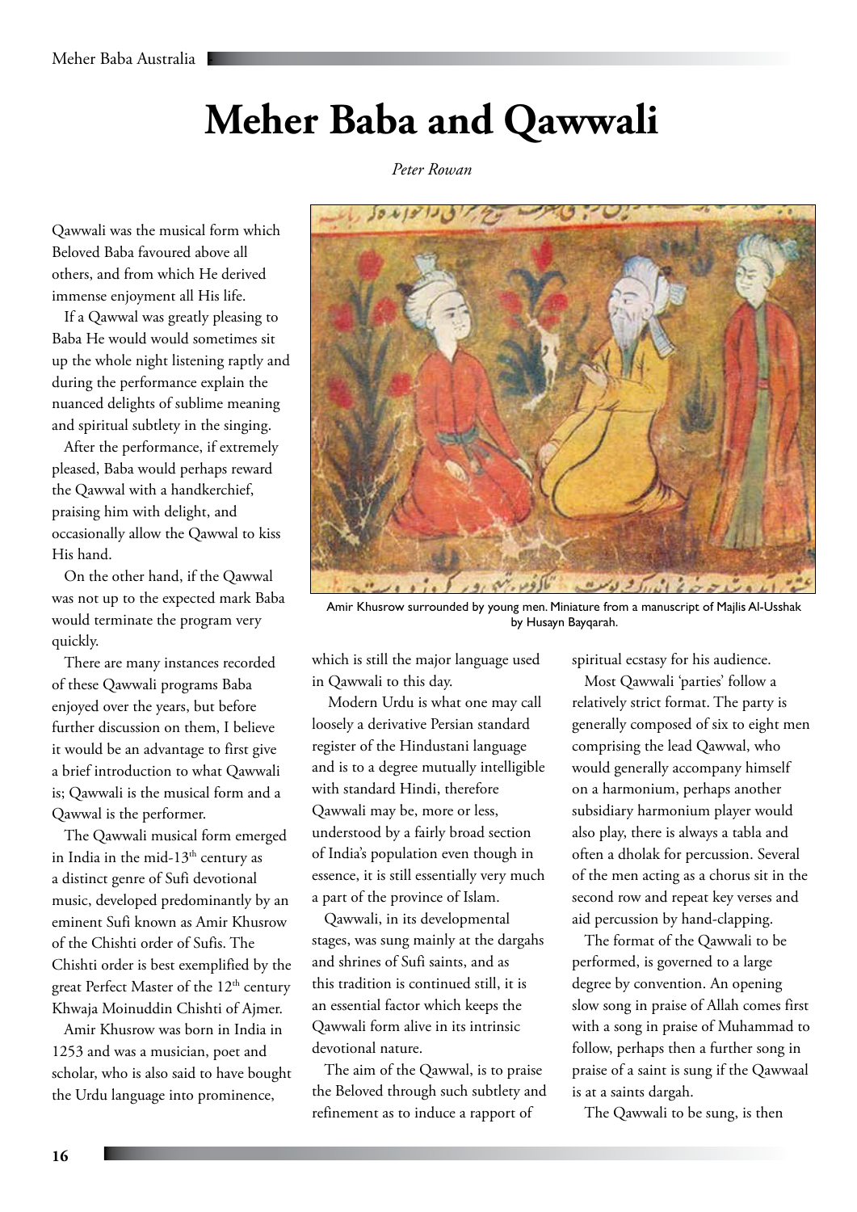# Meher Baba and Qawwali

*Peter Rowan*

Qawwali was the musical form which Beloved Baba favoured above all others, and from which He derived immense enjoyment all His life.

If a Qawwal was greatly pleasing to Baba He would would sometimes sit up the whole night listening raptly and during the performance explain the nuanced delights of sublime meaning and spiritual subtlety in the singing.

After the performance, if extremely pleased, Baba would perhaps reward the Qawwal with a handkerchief, praising him with delight, and occasionally allow the Qawwal to kiss His hand.

On the other hand, if the Qawwal was not up to the expected mark Baba would terminate the program very quickly.

There are many instances recorded of these Qawwali programs Baba enjoyed over the years, but before further discussion on them, I believe it would be an advantage to first give a brief introduction to what Qawwali is; Qawwali is the musical form and a Qawwal is the performer.

The Qawwali musical form emerged in India in the mid-13th century as a distinct genre of Sufi devotional music, developed predominantly by an eminent Sufi known as Amir Khusrow of the Chishti order of Sufis. The Chishti order is best exemplified by the great Perfect Master of the 12th century Khwaja Moinuddin Chishti of Ajmer.

Amir Khusrow was born in India in 1253 and was a musician, poet and scholar, who is also said to have bought the Urdu language into prominence, which is still the major language used in Qawwali to this day.

Modern Urdu is what one may call loosely a derivative Persian standard register of the Hindustani language and is to a degree mutually intelligible with standard Hindi, therefore Qawwali may be, more or less, understood by a fairly broad section of India's population even though in essence, it is still essentially very much a part of the province of Islam.

Qawwali, in its developmental stages, was sung mainly at the dargahs and shrines of Sufi saints, and as this tradition is continued still, it is an essential factor which keeps the Qawwali form alive in its intrinsic devotional nature.

The aim of the Qawwal, is to praise the Beloved through such subtlety and refinement as to induce a rapport of spiritual ecstasy for his audience.

Amir Khusrow surrounded by young men. Miniature from a manuscript of Majlis Al-Usshak by Husayn Bayqarah.

Most Qawwali 'parties' follow a relatively strict format. The party is generally composed of six to eight men comprising the lead Qawwal, who would generally accompany himself on a harmonium, perhaps another subsidiary harmonium player would also play, there is always a tabla and often a dholak for percussion. Several of the men acting as a chorus sit in the second row and repeat key verses and aid percussion by hand-clapping.

The format of the Qawwali to be performed, is governed to a large degree by convention. An opening slow song in praise of Allah comes first with a song in praise of Muhammad to follow, perhaps then a further song in praise of a saint is sung if the Qawwaal is at a saints dargah.

The Qawwali to be sung, is then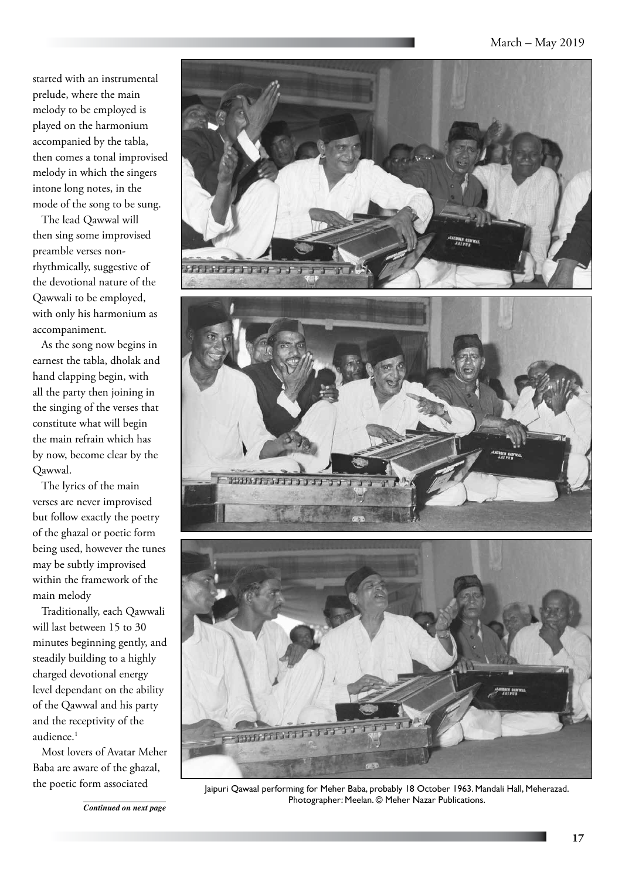started with an instrumental prelude, where the main melody to be employed is played on the harmonium accompanied by the tabla, then comes a tonal improvised melody in which the singers intone long notes, in the mode of the song to be sung.

The lead Qawwal will then sing some improvised preamble verses non-rhythmically, suggestive of the devotional nature of the Qawwali to be employed, with only his harmonium as accompaniment.

As the song now begins in earnest the tabla, dholak and hand clapping begin, with all the party then joining in the singing of the verses that constitute what will begin the main refrain which has by now, become clear by the Qawwal.

The lyrics of the main verses are never improvised but follow exactly the poetry of the ghazal or poetic form being used, however the tunes may be subtly improvised within the framework of the main melody

Traditionally, each Qawwali will last between 15 to 30 minutes beginning gently, and steadily building to a highly charged devotional energy level dependant on the ability of the Qawwal and his party and the receptivity of the audience.[1]

Most lovers of Avatar Meher Baba are aware of the ghazal, the poetic form associated

*Continued on next page*

Jaipuri Qawaal performing for Meher Baba, probably 18 October 1963. Mandali Hall, Meherazad. Photographer: Meelan. © Meher Nazar Publications.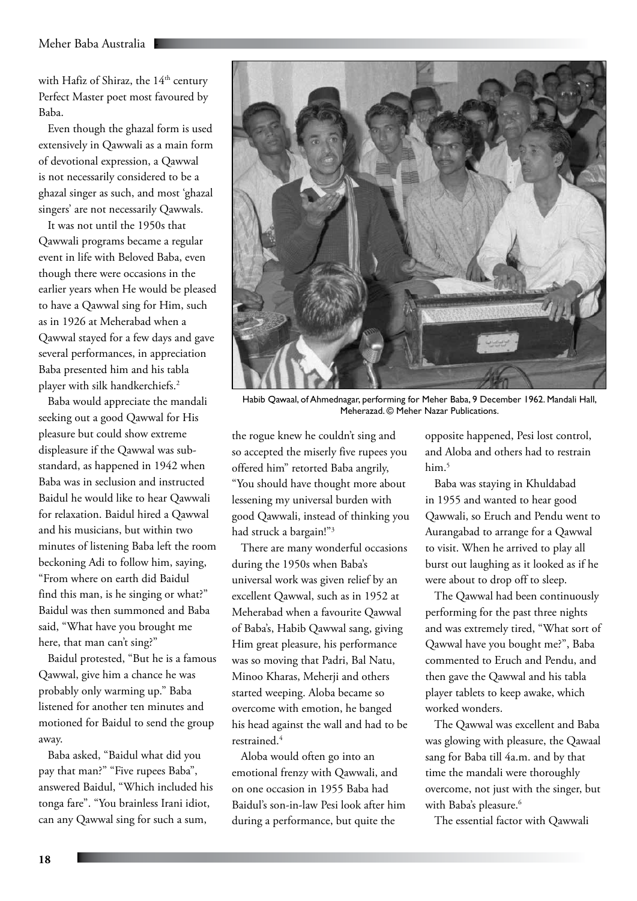with Hafiz of Shiraz, the 14th century Perfect Master poet most favoured by Baba.

Even though the ghazal form is used extensively in Qawwali as a main form of devotional expression, a Qawwal is not necessarily considered to be a ghazal singer as such, and most 'ghazal singers' are not necessarily Qawwals.

It was not until the 1950s that Qawwali programs became a regular event in life with Beloved Baba, even though there were occasions in the earlier years when He would be pleased to have a Qawwal sing for Him, such as in 1926 at Meherabad when a Qawwal stayed for a few days and gave several performances, in appreciation Baba presented him and his tabla player with silk handkerchiefs.[2]

Baba would appreciate the mandali seeking out a good Qawwal for His pleasure but could show extreme displeasure if the Qawwal was sub-standard, as happened in 1942 when Baba was in seclusion and instructed Baidul he would like to hear Qawwali for relaxation. Baidul hired a Qawwal and his musicians, but within two minutes of listening Baba left the room beckoning Adi to follow him, saying, "From where on earth did Baidul find this man, is he singing or what?" Baidul was then summoned and Baba said, "What have you brought me here, that man can't sing?"

Baidul protested, "But he is a famous Qawwal, give him a chance he was probably only warming up." Baba listened for another ten minutes and motioned for Baidul to send the group away.

Baba asked, "Baidul what did you pay that man?" "Five rupees Baba", answered Baidul, "Which included his tonga fare". "You brainless Irani idiot, can any Qawwal sing for such a sum, the rogue knew he couldn't sing and so accepted the miserly five rupees you offered him" retorted Baba angrily, "You should have thought more about lessening my universal burden with good Qawwali, instead of thinking you had struck a bargain!"[3]

Habib Qawaal, of Ahmednagar, performing for Meher Baba, 9 December 1962. Mandali Hall, Meherazad. © Meher Nazar Publications.

There are many wonderful occasions during the 1950s when Baba's universal work was given relief by an excellent Qawwal, such as in 1952 at Meherabad when a favourite Qawwal of Baba's, Habib Qawwal sang, giving Him great pleasure, his performance was so moving that Padri, Bal Natu, Minoo Kharas, Meherji and others started weeping. Aloba became so overcome with emotion, he banged his head against the wall and had to be restrained.[4]

Aloba would often go into an emotional frenzy with Qawwali, and on one occasion in 1955 Baba had Baidul's son-in-law Pesi look after him during a performance, but quite the opposite happened, Pesi lost control, and Aloba and others had to restrain him.[5]

Baba was staying in Khuldabad in 1955 and wanted to hear good Qawwali, so Eruch and Pendu went to Aurangabad to arrange for a Qawwal to visit. When he arrived to play all burst out laughing as it looked as if he were about to drop off to sleep.

The Qawwal had been continuously performing for the past three nights and was extremely tired, "What sort of Qawwal have you bought me?", Baba commented to Eruch and Pendu, and then gave the Qawwal and his tabla player tablets to keep awake, which worked wonders.

The Qawwal was excellent and Baba was glowing with pleasure, the Qawaal sang for Baba till 4a.m. and by that time the mandali were thoroughly overcome, not just with the singer, but with Baba's pleasure.[6]

The essential factor with Qawwali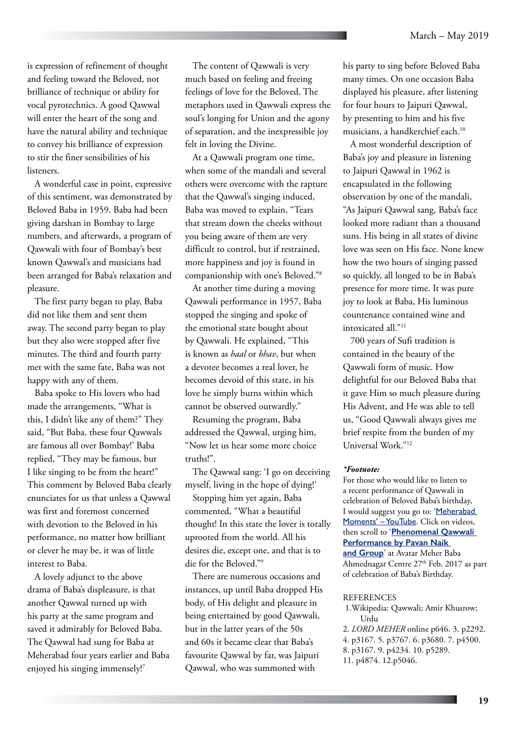is expression of refinement of thought and feeling toward the Beloved, not brilliance of technique or ability for vocal pyrotechnics. A good Qawwal will enter the heart of the song and have the natural ability and technique to convey his brilliance of expression to stir the finer sensibilities of his listeners.

A wonderful case in point, expressive of this sentiment, was demonstrated by Beloved Baba in 1959. Baba had been giving darshan in Bombay to large numbers, and afterwards, a program of Qawwali with four of Bombay's best known Qawwal's and musicians had been arranged for Baba's relaxation and pleasure.

The first party began to play, Baba did not like them and sent them away. The second party began to play but they also were stopped after five minutes. The third and fourth party met with the same fate, Baba was not happy with any of them.

Baba spoke to His lovers who had made the arrangements, "What is this, I didn't like any of them?" They said, "But Baba, these four Qawwals are famous all over Bombay!' Baba replied, "They may be famous, but I like singing to be from the heart!" This comment by Beloved Baba clearly enunciates for us that unless a Qawwal was first and foremost concerned with devotion to the Beloved in his performance, no matter how brilliant or clever he may be, it was of little interest to Baba.

A lovely adjunct to the above drama of Baba's displeasure, is that another Qawwal turned up with his party at the same program and saved it admirably for Beloved Baba. The Qawwal had sung for Baba at Meherabad four years earlier and Baba enjoyed his singing immensely![7]

The content of Qawwali is very much based on feeling and freeing feelings of love for the Beloved. The metaphors used in Qawwali express the soul's longing for Union and the agony of separation, and the inexpressible joy felt in loving the Divine.

At a Qawwali program one time, when some of the mandali and several others were overcome with the rapture that the Qawwal's singing induced, Baba was moved to explain, "Tears that stream down the cheeks without you being aware of them are very difficult to control, but if restrained, more happiness and joy is found in companionship with one's Beloved."[8]

At another time during a moving Qawwali performance in 1957, Baba stopped the singing and spoke of the emotional state bought about by Qawwali. He explained, "This is known as *haal* or *bhav*, but when a devotee becomes a real lover, he becomes devoid of this state, in his love he simply burns within which cannot be observed outwardly."

Resuming the program, Baba addressed the Qawwal, urging him, "Now let us hear some more choice truths!".

The Qawwal sang: 'I go on deceiving myself, living in the hope of dying!'

Stopping him yet again, Baba commented, "What a beautiful thought! In this state the lover is totally uprooted from the world. All his desires die, except one, and that is to die for the Beloved."[9]

There are numerous occasions and instances, up until Baba dropped His body, of His delight and pleasure in being entertained by good Qawwali, but in the latter years of the 50s and 60s it became clear that Baba's favourite Qawwal by far, was Jaipuri Qawwal, who was summoned with his party to sing before Beloved Baba many times. On one occasion Baba displayed his pleasure, after listening for four hours to Jaipuri Qawwal, by presenting to him and his five musicians, a handkerchief each.[10]

A most wonderful description of Baba's joy and pleasure in listening to Jaipuri Qawwal in 1962 is encapsulated in the following observation by one of the mandali, "As Jaipuri Qawwal sang, Baba's face looked more radiant than a thousand suns. His being in all states of divine love was seen on His face. None knew how the two hours of singing passed so quickly, all longed to be in Baba's presence for more time. It was pure joy to look at Baba, His luminous countenance contained wine and intoxicated all."[11]

700 years of Sufi tradition is contained in the beauty of the Qawwali form of music. How delightful for our Beloved Baba that it gave Him so much pleasure during His Advent, and He was able to tell us, "Good Qawwali always gives me brief respite from the burden of my Universal Work."[12]

***Footnote:***
For those who would like to listen to a recent performance of Qawwali in celebration of Beloved Baba's birthday, I would suggest you go to: 'Meherabad Moments' – YouTube. Click on videos, then scroll to '**Phenomenal Qawwali Performance by Pavan Naik and Group**' at Avatar Meher Baba Ahmednagar Centre 27th Feb. 2017 as part of celebration of Baba's Birthday.

REFERENCES

1. Wikipedia: Qawwali; Amir Khusrow; Urdu
2. *LORD MEHER* online p646. 3. p2292. 4. p3167. 5. p3767. 6. p3680. 7. p4500. 8. p3167. 9. p4234. 10. p5289. 11. p4874. 12. p5046.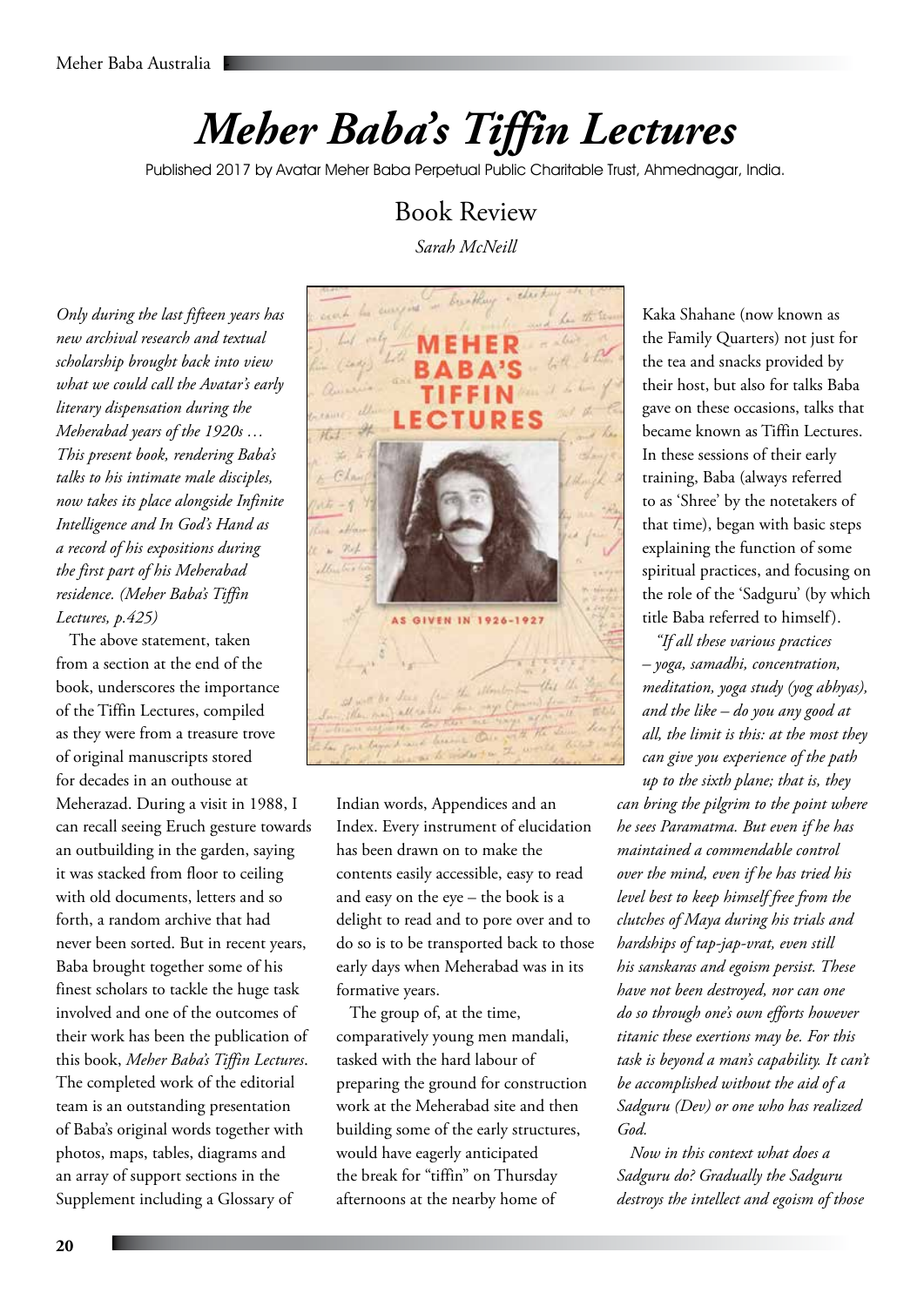# *Meher Baba's Tiffin Lectures*

Published 2017 by Avatar Meher Baba Perpetual Public Charitable Trust, Ahmednagar, India.

## Book Review

*Sarah McNeill*

*Only during the last fifteen years has new archival research and textual scholarship brought back into view what we could call the Avatar's early literary dispensation during the Meherabad years of the 1920s … This present book, rendering Baba's talks to his intimate male disciples, now takes its place alongside Infinite Intelligence and In God's Hand as a record of his expositions during the first part of his Meherabad residence. (Meher Baba's Tiffin Lectures, p.425)*

The above statement, taken from a section at the end of the book, underscores the importance of the Tiffin Lectures, compiled as they were from a treasure trove of original manuscripts stored for decades in an outhouse at Meherazad. During a visit in 1988, I can recall seeing Eruch gesture towards an outbuilding in the garden, saying it was stacked from floor to ceiling with old documents, letters and so forth, a random archive that had never been sorted. But in recent years, Baba brought together some of his finest scholars to tackle the huge task involved and one of the outcomes of their work has been the publication of this book, *Meher Baba's Tiffin Lectures*. The completed work of the editorial team is an outstanding presentation of Baba's original words together with photos, maps, tables, diagrams and an array of support sections in the Supplement including a Glossary of Indian words, Appendices and an Index. Every instrument of elucidation has been drawn on to make the contents easily accessible, easy to read and easy on the eye – the book is a delight to read and to pore over and to do so is to be transported back to those early days when Meherabad was in its formative years.

The group of, at the time, comparatively young men mandali, tasked with the hard labour of preparing the ground for construction work at the Meherabad site and then building some of the early structures, would have eagerly anticipated the break for "tiffin" on Thursday afternoons at the nearby home of Kaka Shahane (now known as the Family Quarters) not just for the tea and snacks provided by their host, but also for talks Baba gave on these occasions, talks that became known as Tiffin Lectures. In these sessions of their early training, Baba (always referred to as 'Shree' by the notetakers of that time), began with basic steps explaining the function of some spiritual practices, and focusing on the role of the 'Sadguru' (by which title Baba referred to himself).

*"If all these various practices – yoga, samadhi, concentration, meditation, yoga study (yog abhyas), and the like – do you any good at all, the limit is this: at the most they can give you experience of the path up to the sixth plane; that is, they can bring the pilgrim to the point where he sees Paramatma. But even if he has maintained a commendable control over the mind, even if he has tried his level best to keep himself free from the clutches of Maya during his trials and hardships of tap-jap-vrat, even still his sanskaras and egoism persist. These have not been destroyed, nor can one do so through one's own efforts however titanic these exertions may be. For this task is beyond a man's capability. It can't be accomplished without the aid of a Sadguru (Dev) or one who has realized God.*

*Now in this context what does a Sadguru do? Gradually the Sadguru destroys the intellect and egoism of those*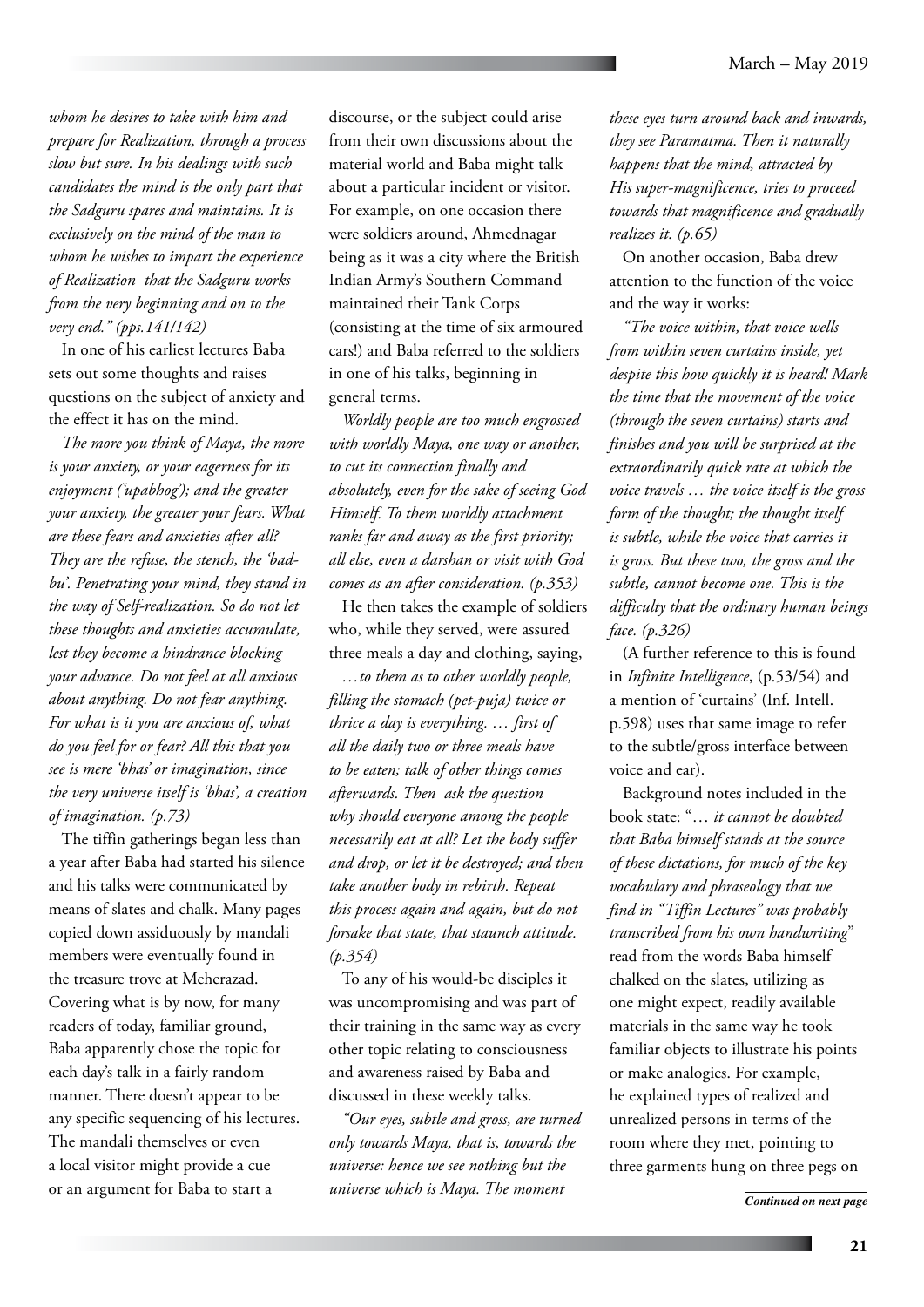*whom he desires to take with him and prepare for Realization, through a process slow but sure. In his dealings with such candidates the mind is the only part that the Sadguru spares and maintains. It is exclusively on the mind of the man to whom he wishes to impart the experience of Realization that the Sadguru works from the very beginning and on to the very end." (pps.141/142)*

In one of his earliest lectures Baba sets out some thoughts and raises questions on the subject of anxiety and the effect it has on the mind.

*The more you think of Maya, the more is your anxiety, or your eagerness for its enjoyment ('upabhog'); and the greater your anxiety, the greater your fears. What are these fears and anxieties after all? They are the refuse, the stench, the 'bad-bu'. Penetrating your mind, they stand in the way of Self-realization. So do not let these thoughts and anxieties accumulate, lest they become a hindrance blocking your advance. Do not feel at all anxious about anything. Do not fear anything. For what is it you are anxious of, what do you feel for or fear? All this that you see is mere 'bhas' or imagination, since the very universe itself is 'bhas', a creation of imagination. (p.73)*

The tiffin gatherings began less than a year after Baba had started his silence and his talks were communicated by means of slates and chalk. Many pages copied down assiduously by mandali members were eventually found in the treasure trove at Meherazad. Covering what is by now, for many readers of today, familiar ground, Baba apparently chose the topic for each day's talk in a fairly random manner. There doesn't appear to be any specific sequencing of his lectures. The mandali themselves or even a local visitor might provide a cue or an argument for Baba to start a discourse, or the subject could arise from their own discussions about the material world and Baba might talk about a particular incident or visitor. For example, on one occasion there were soldiers around, Ahmednagar being as it was a city where the British Indian Army's Southern Command maintained their Tank Corps (consisting at the time of six armoured cars!) and Baba referred to the soldiers in one of his talks, beginning in general terms.

*Worldly people are too much engrossed with worldly Maya, one way or another, to cut its connection finally and absolutely, even for the sake of seeing God Himself. To them worldly attachment ranks far and away as the first priority; all else, even a darshan or visit with God comes as an after consideration. (p.353)*

He then takes the example of soldiers who, while they served, were assured three meals a day and clothing, saying,

*…to them as to other worldly people, filling the stomach (pet-puja) twice or thrice a day is everything. … first of all the daily two or three meals have to be eaten; talk of other things comes afterwards. Then ask the question why should everyone among the people necessarily eat at all? Let the body suffer and drop, or let it be destroyed; and then take another body in rebirth. Repeat this process again and again, but do not forsake that state, that staunch attitude. (p.354)*

To any of his would-be disciples it was uncompromising and was part of their training in the same way as every other topic relating to consciousness and awareness raised by Baba and discussed in these weekly talks.

*"Our eyes, subtle and gross, are turned only towards Maya, that is, towards the universe: hence we see nothing but the universe which is Maya. The moment these eyes turn around back and inwards, they see Paramatma. Then it naturally happens that the mind, attracted by His super-magnificence, tries to proceed towards that magnificence and gradually realizes it. (p.65)*

On another occasion, Baba drew attention to the function of the voice and the way it works:

*"The voice within, that voice wells from within seven curtains inside, yet despite this how quickly it is heard! Mark the time that the movement of the voice (through the seven curtains) starts and finishes and you will be surprised at the extraordinarily quick rate at which the voice travels … the voice itself is the gross form of the thought; the thought itself is subtle, while the voice that carries it is gross. But these two, the gross and the subtle, cannot become one. This is the difficulty that the ordinary human beings face. (p.326)*

(A further reference to this is found in *Infinite Intelligence*, (p.53/54) and a mention of 'curtains' (Inf. Intell. p.598) uses that same image to refer to the subtle/gross interface between voice and ear).

Background notes included in the book state: "*… it cannot be doubted that Baba himself stands at the source of these dictations, for much of the key vocabulary and phraseology that we find in "Tiffin Lectures" was probably transcribed from his own handwriting*" read from the words Baba himself chalked on the slates, utilizing as one might expect, readily available materials in the same way he took familiar objects to illustrate his points or make analogies. For example, he explained types of realized and unrealized persons in terms of the room where they met, pointing to three garments hung on three pegs on

***Continued on next page***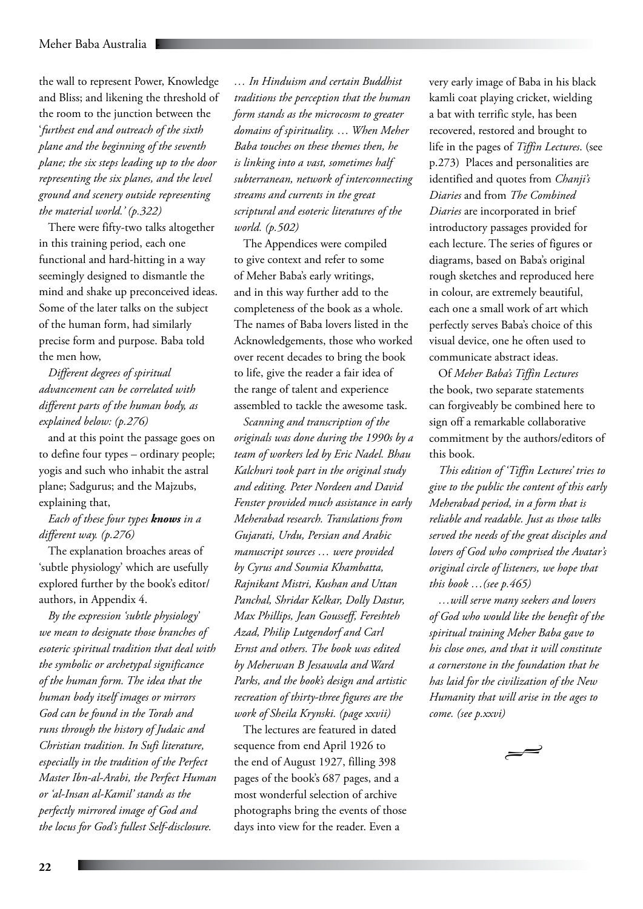the wall to represent Power, Knowledge and Bliss; and likening the threshold of the room to the junction between the '*furthest end and outreach of the sixth plane and the beginning of the seventh plane; the six steps leading up to the door representing the six planes, and the level ground and scenery outside representing the material world.' (p.322)*

There were fifty-two talks altogether in this training period, each one functional and hard-hitting in a way seemingly designed to dismantle the mind and shake up preconceived ideas. Some of the later talks on the subject of the human form, had similarly precise form and purpose. Baba told the men how,

*Different degrees of spiritual advancement can be correlated with different parts of the human body, as explained below: (p.276)*

and at this point the passage goes on to define four types – ordinary people; yogis and such who inhabit the astral plane; Sadgurus; and the Majzubs, explaining that,

*Each of these four types* ***knows*** *in a different way. (p.276)*

The explanation broaches areas of 'subtle physiology' which are usefully explored further by the book's editor/authors, in Appendix 4.

*By the expression 'subtle physiology' we mean to designate those branches of esoteric spiritual tradition that deal with the symbolic or archetypal significance of the human form. The idea that the human body itself images or mirrors God can be found in the Torah and runs through the history of Judaic and Christian tradition. In Sufi literature, especially in the tradition of the Perfect Master Ibn-al-Arabi, the Perfect Human or 'al-Insan al-Kamil' stands as the perfectly mirrored image of God and the locus for God's fullest Self-disclosure. … In Hinduism and certain Buddhist traditions the perception that the human form stands as the microcosm to greater domains of spirituality. … When Meher Baba touches on these themes then, he is linking into a vast, sometimes half subterranean, network of interconnecting streams and currents in the great scriptural and esoteric literatures of the world. (p.502)*

The Appendices were compiled to give context and refer to some of Meher Baba's early writings, and in this way further add to the completeness of the book as a whole. The names of Baba lovers listed in the Acknowledgements, those who worked over recent decades to bring the book to life, give the reader a fair idea of the range of talent and experience assembled to tackle the awesome task.

*Scanning and transcription of the originals was done during the 1990s by a team of workers led by Eric Nadel. Bhau Kalchuri took part in the original study and editing. Peter Nordeen and David Fenster provided much assistance in early Meherabad research. Translations from Gujarati, Urdu, Persian and Arabic manuscript sources … were provided by Cyrus and Soumia Khambatta, Rajnikant Mistri, Kushan and Uttan Panchal, Shridar Kelkar, Dolly Dastur, Max Phillips, Jean Gousseff, Fereshteh Azad, Philip Lutgendorf and Carl Ernst and others. The book was edited by Meherwan B Jessawala and Ward Parks, and the book's design and artistic recreation of thirty-three figures are the work of Sheila Krynski. (page xxvii)*

The lectures are featured in dated sequence from end April 1926 to the end of August 1927, filling 398 pages of the book's 687 pages, and a most wonderful selection of archive photographs bring the events of those days into view for the reader. Even a very early image of Baba in his black kamli coat playing cricket, wielding a bat with terrific style, has been recovered, restored and brought to life in the pages of *Tiffin Lectures*. (see p.273) Places and personalities are identified and quotes from *Chanji's Diaries* and from *The Combined Diaries* are incorporated in brief introductory passages provided for each lecture. The series of figures or diagrams, based on Baba's original rough sketches and reproduced here in colour, are extremely beautiful, each one a small work of art which perfectly serves Baba's choice of this visual device, one he often used to communicate abstract ideas.

Of *Meher Baba's Tiffin Lectures* the book, two separate statements can forgiveably be combined here to sign off a remarkable collaborative commitment by the authors/editors of this book.

*This edition of 'Tiffin Lectures' tries to give to the public the content of this early Meherabad period, in a form that is reliable and readable. Just as those talks served the needs of the great disciples and lovers of God who comprised the Avatar's original circle of listeners, we hope that this book …(see p.465)*

*…will serve many seekers and lovers of God who would like the benefit of the spiritual training Meher Baba gave to his close ones, and that it will constitute a cornerstone in the foundation that he has laid for the civilization of the New Humanity that will arise in the ages to come. (see p.xxvi)*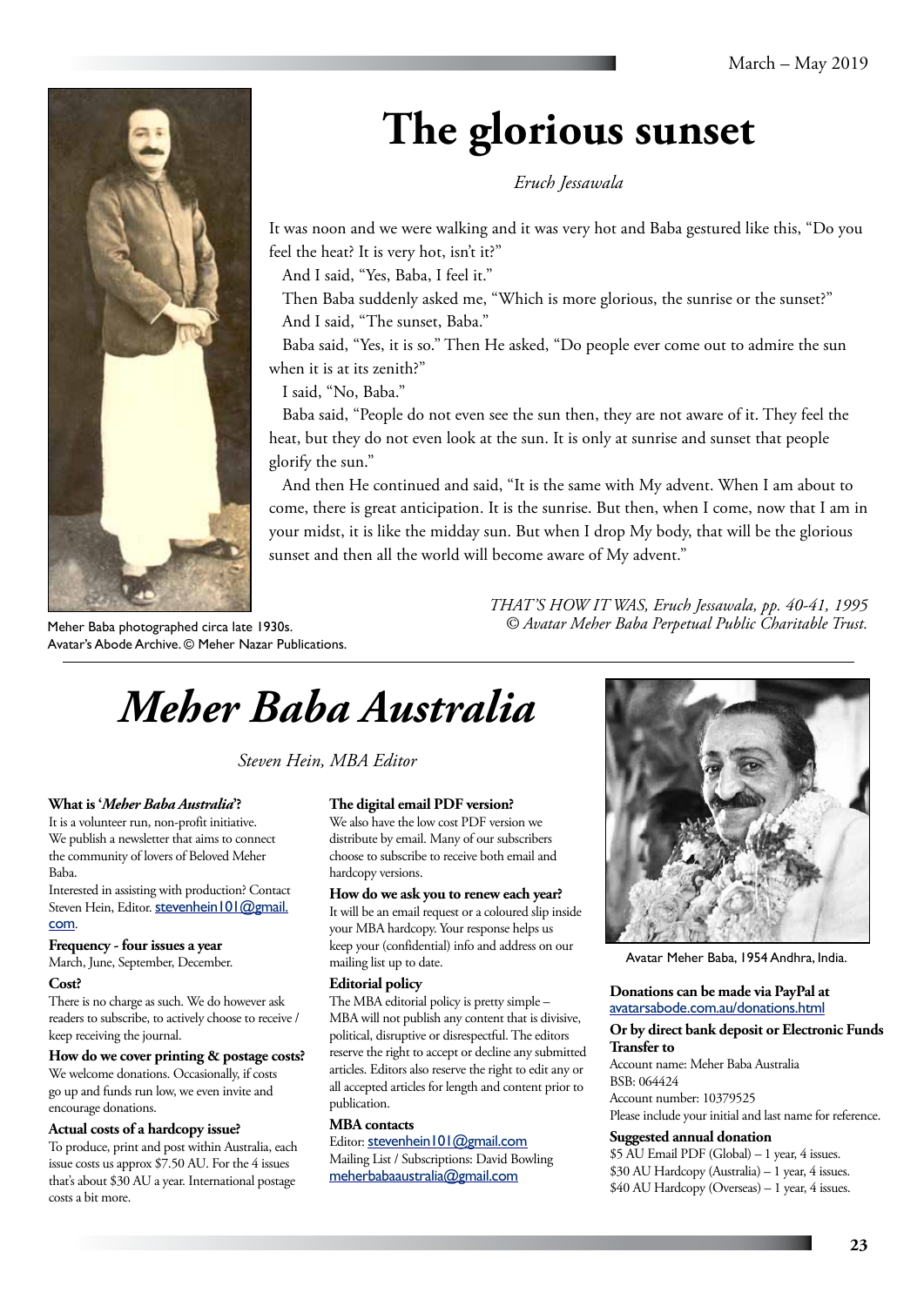# The glorious sunset

*Eruch Jessawala*

It was noon and we were walking and it was very hot and Baba gestured like this, "Do you feel the heat? It is very hot, isn't it?"

And I said, "Yes, Baba, I feel it."

Then Baba suddenly asked me, "Which is more glorious, the sunrise or the sunset?"

And I said, "The sunset, Baba."

Baba said, "Yes, it is so." Then He asked, "Do people ever come out to admire the sun when it is at its zenith?"

I said, "No, Baba."

Baba said, "People do not even see the sun then, they are not aware of it. They feel the heat, but they do not even look at the sun. It is only at sunrise and sunset that people glorify the sun."

And then He continued and said, "It is the same with My advent. When I am about to come, there is great anticipation. It is the sunrise. But then, when I come, now that I am in your midst, it is like the midday sun. But when I drop My body, that will be the glorious sunset and then all the world will become aware of My advent."

*THAT'S HOW IT WAS, Eruch Jessawala, pp. 40-41, 1995*
*© Avatar Meher Baba Perpetual Public Charitable Trust.*

Meher Baba photographed circa late 1930s.
Avatar's Abode Archive. © Meher Nazar Publications.

# *Meher Baba Australia*

*Steven Hein, MBA Editor*

**What is '*Meher Baba Australia*'?**
It is a volunteer run, non-profit initiative. We publish a newsletter that aims to connect the community of lovers of Beloved Meher Baba.
Interested in assisting with production? Contact Steven Hein, Editor. stevenhein101@gmail.com.

**Frequency - four issues a year**
March, June, September, December.

**Cost?**
There is no charge as such. We do however ask readers to subscribe, to actively choose to receive / keep receiving the journal.

**How do we cover printing & postage costs?**
We welcome donations. Occasionally, if costs go up and funds run low, we even invite and encourage donations.

**Actual costs of a hardcopy issue?**
To produce, print and post within Australia, each issue costs us approx $7.50 AU. For the 4 issues that's about $30 AU a year. International postage costs a bit more.

**The digital email PDF version?**
We also have the low cost PDF version we distribute by email. Many of our subscribers choose to subscribe to receive both email and hardcopy versions.

**How do we ask you to renew each year?**
It will be an email request or a coloured slip inside your MBA hardcopy. Your response helps us keep your (confidential) info and address on our mailing list up to date.

**Editorial policy**
The MBA editorial policy is pretty simple – MBA will not publish any content that is divisive, political, disruptive or disrespectful. The editors reserve the right to accept or decline any submitted articles. Editors also reserve the right to edit any or all accepted articles for length and content prior to publication.

**MBA contacts**
Editor: stevenhein101@gmail.com
Mailing List / Subscriptions: David Bowling
meherbabaaustralia@gmail.com

Avatar Meher Baba, 1954 Andhra, India.

**Donations can be made via PayPal at**
avatarsabode.com.au/donations.html

**Or by direct bank deposit or Electronic Funds Transfer to**
Account name: Meher Baba Australia
BSB: 064424
Account number: 10379525
Please include your initial and last name for reference.

**Suggested annual donation**
$5 AU Email PDF (Global) – 1 year, 4 issues.
$30 AU Hardcopy (Australia) – 1 year, 4 issues.
$40 AU Hardcopy (Overseas) – 1 year, 4 issues.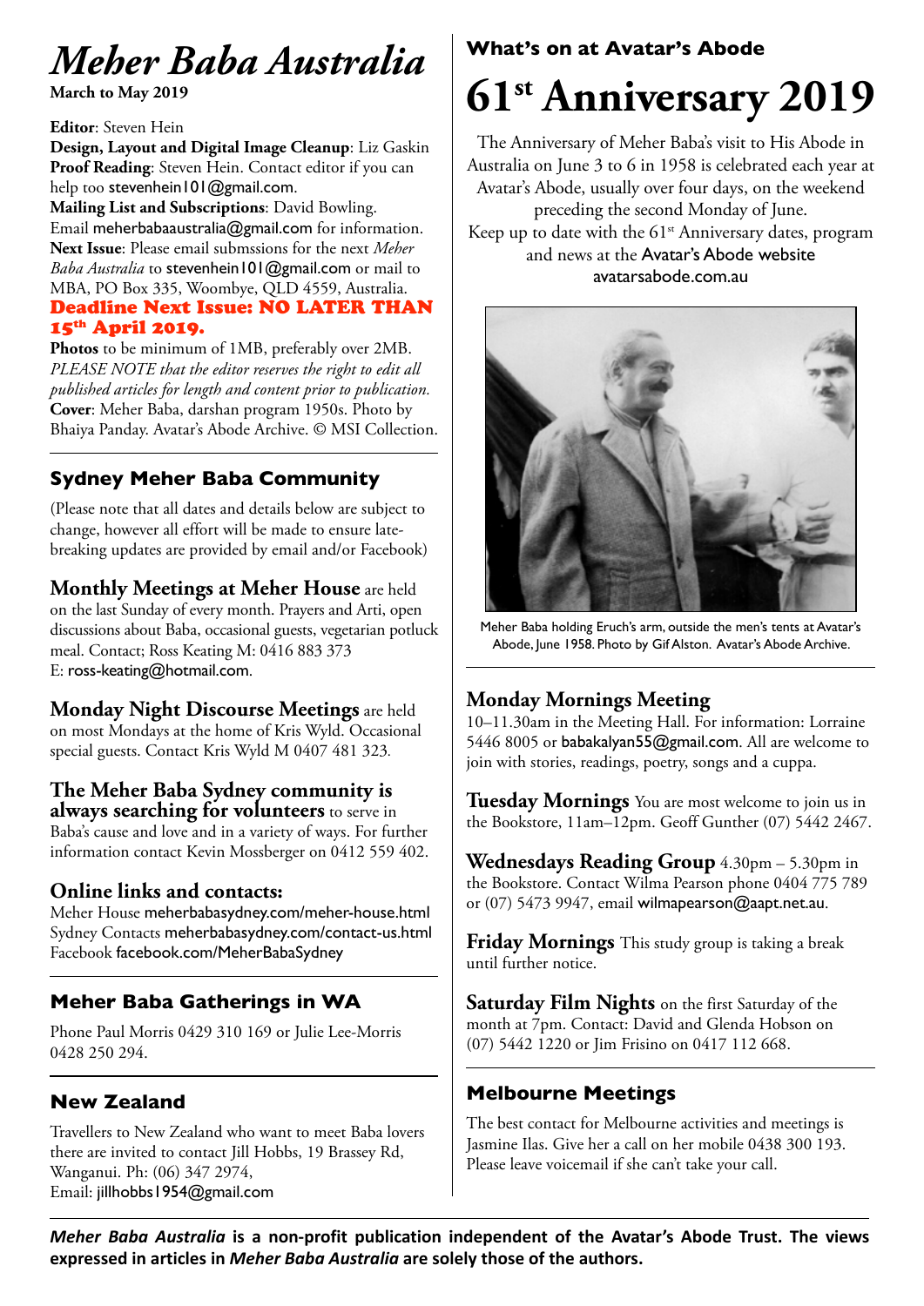# *Meher Baba Australia*

**March to May 2019**

**Editor**: Steven Hein
**Design, Layout and Digital Image Cleanup**: Liz Gaskin
**Proof Reading**: Steven Hein. Contact editor if you can help too stevenhein101@gmail.com.
**Mailing List and Subscriptions**: David Bowling. Email meherbabaaustralia@gmail.com for information.
**Next Issue**: Please email submssions for the next *Meher Baba Australia* to stevenhein101@gmail.com or mail to MBA, PO Box 335, Woombye, QLD 4559, Australia.

**Deadline Next Issue: NO LATER THAN 15th April 2019.**

**Photos** to be minimum of 1MB, preferably over 2MB.
*PLEASE NOTE that the editor reserves the right to edit all published articles for length and content prior to publication.*
**Cover**: Meher Baba, darshan program 1950s. Photo by Bhaiya Panday. Avatar's Abode Archive. © MSI Collection.

## Sydney Meher Baba Community

(Please note that all dates and details below are subject to change, however all effort will be made to ensure late-breaking updates are provided by email and/or Facebook)

**Monthly Meetings at Meher House** are held on the last Sunday of every month. Prayers and Arti, open discussions about Baba, occasional guests, vegetarian potluck meal. Contact; Ross Keating M: 0416 883 373
E: ross-keating@hotmail.com.

**Monday Night Discourse Meetings** are held on most Mondays at the home of Kris Wyld. Occasional special guests. Contact Kris Wyld M 0407 481 323.

**The Meher Baba Sydney community is always searching for volunteers** to serve in Baba's cause and love and in a variety of ways. For further information contact Kevin Mossberger on 0412 559 402.

**Online links and contacts:**
Meher House meherbabasydney.com/meher-house.html
Sydney Contacts meherbabasydney.com/contact-us.html
Facebook facebook.com/MeherBabaSydney

## Meher Baba Gatherings in WA

Phone Paul Morris 0429 310 169 or Julie Lee-Morris 0428 250 294.

## New Zealand

Travellers to New Zealand who want to meet Baba lovers there are invited to contact Jill Hobbs, 19 Brassey Rd, Wanganui. Ph: (06) 347 2974,
Email: jillhobbs1954@gmail.com

## What's on at Avatar's Abode

# 61st Anniversary 2019

The Anniversary of Meher Baba's visit to His Abode in Australia on June 3 to 6 in 1958 is celebrated each year at Avatar's Abode, usually over four days, on the weekend preceding the second Monday of June.
Keep up to date with the 61st Anniversary dates, program and news at the Avatar's Abode website
avatarsabode.com.au

Meher Baba holding Eruch's arm, outside the men's tents at Avatar's Abode, June 1958. Photo by Gif Alston. Avatar's Abode Archive.

**Monday Mornings Meeting**
10–11.30am in the Meeting Hall. For information: Lorraine 5446 8005 or babakalyan55@gmail.com. All are welcome to join with stories, readings, poetry, songs and a cuppa.

**Tuesday Mornings** You are most welcome to join us in the Bookstore, 11am–12pm. Geoff Gunther (07) 5442 2467.

**Wednesdays Reading Group** 4.30pm – 5.30pm in the Bookstore. Contact Wilma Pearson phone 0404 775 789 or (07) 5473 9947, email wilmapearson@aapt.net.au.

**Friday Mornings** This study group is taking a break until further notice.

**Saturday Film Nights** on the first Saturday of the month at 7pm. Contact: David and Glenda Hobson on (07) 5442 1220 or Jim Frisino on 0417 112 668.

## Melbourne Meetings

The best contact for Melbourne activities and meetings is Jasmine Ilas. Give her a call on her mobile 0438 300 193. Please leave voicemail if she can't take your call.

***Meher Baba Australia* is a non-profit publication independent of the Avatar's Abode Trust. The views expressed in articles in *Meher Baba Australia* are solely those of the authors.**